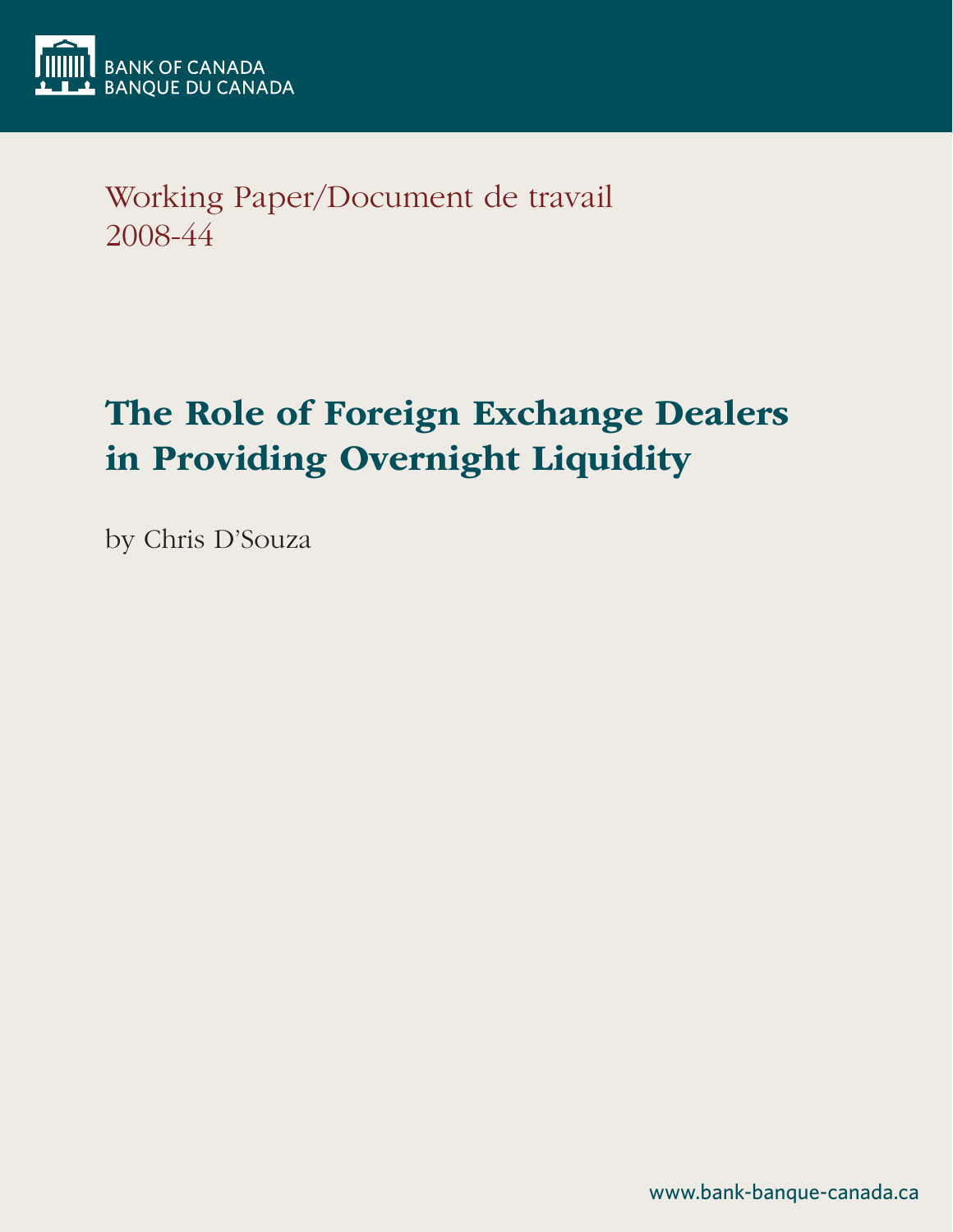BANK OF CANADA
BANQUE DU CANADA

Working Paper/Document de travail
2008-44

# The Role of Foreign Exchange Dealers in Providing Overnight Liquidity

by Chris D'Souza

www.bank-banque-canada.ca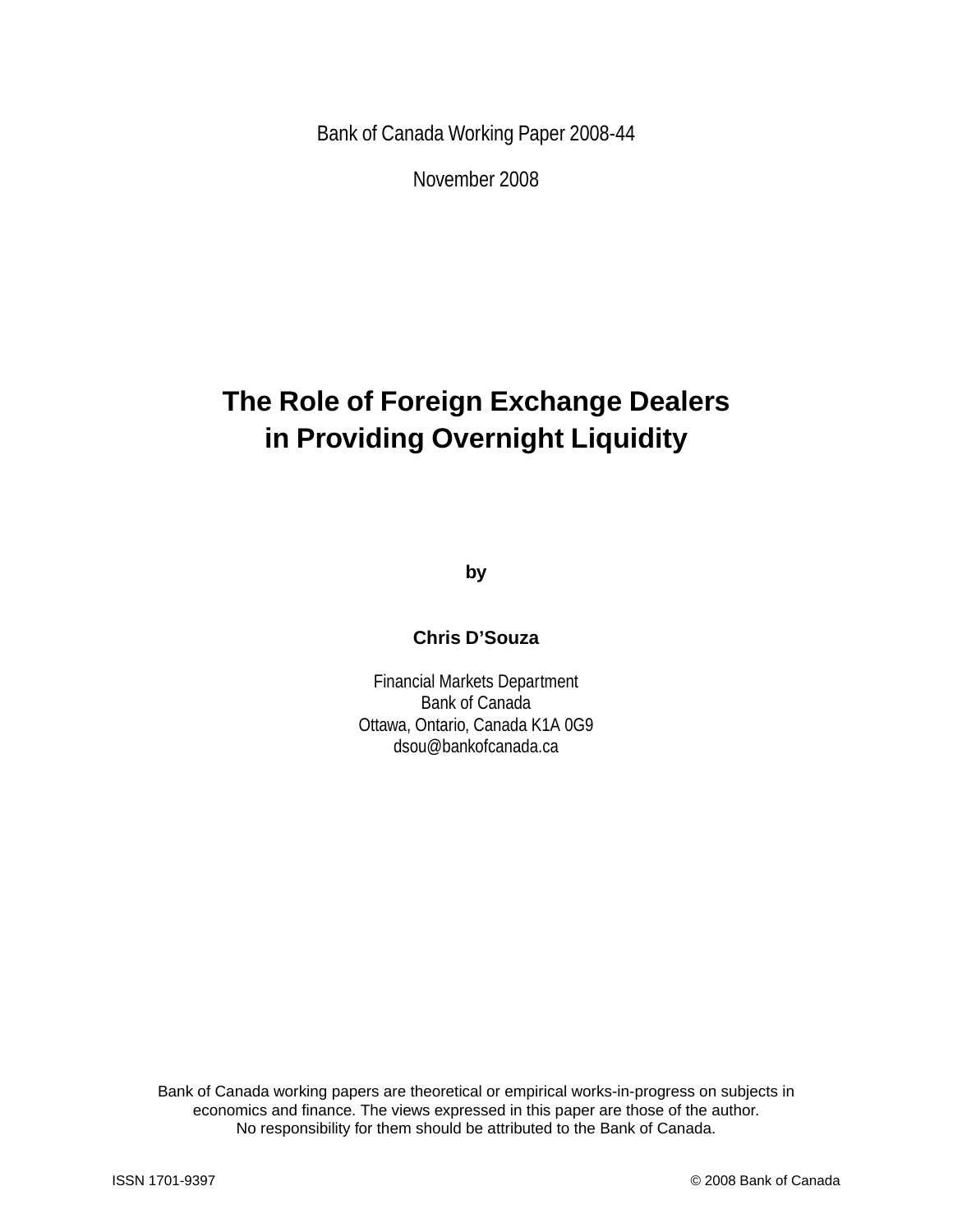Bank of Canada Working Paper 2008-44

November 2008

# The Role of Foreign Exchange Dealers in Providing Overnight Liquidity

by

**Chris D'Souza**

Financial Markets Department
Bank of Canada
Ottawa, Ontario, Canada K1A 0G9
dsou@bankofcanada.ca

Bank of Canada working papers are theoretical or empirical works-in-progress on subjects in economics and finance. The views expressed in this paper are those of the author. No responsibility for them should be attributed to the Bank of Canada.

ISSN 1701-9397

© 2008 Bank of Canada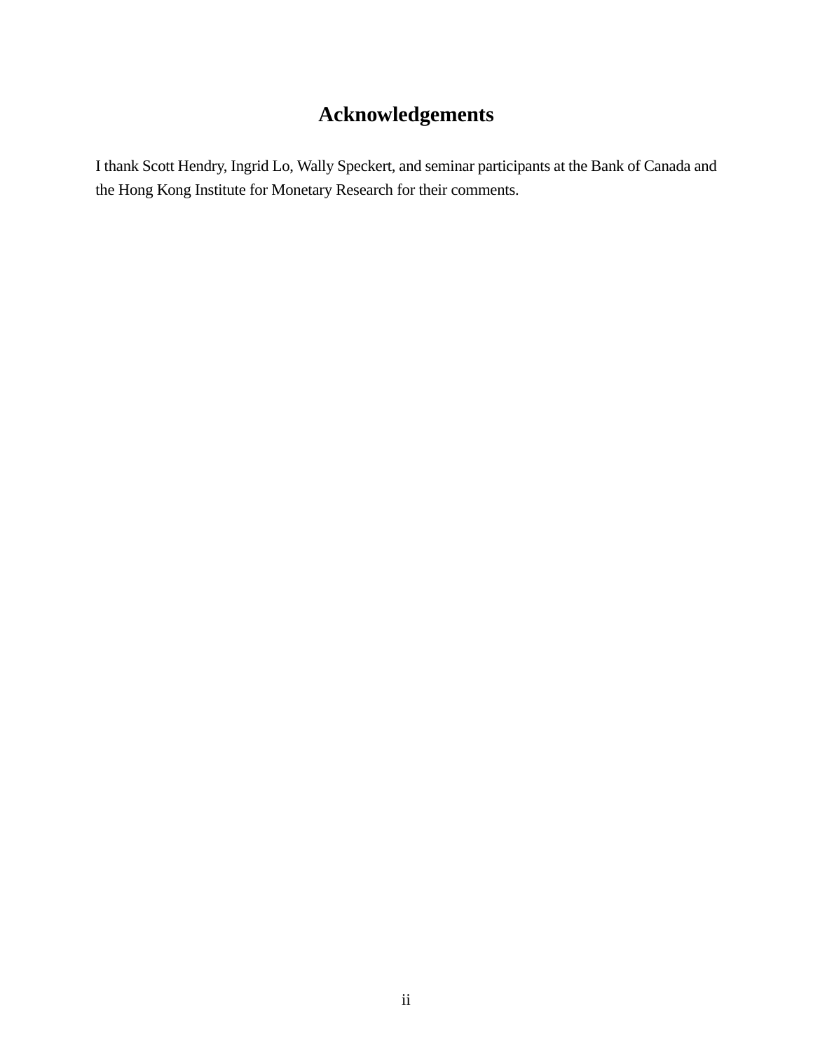# Acknowledgements

I thank Scott Hendry, Ingrid Lo, Wally Speckert, and seminar participants at the Bank of Canada and the Hong Kong Institute for Monetary Research for their comments.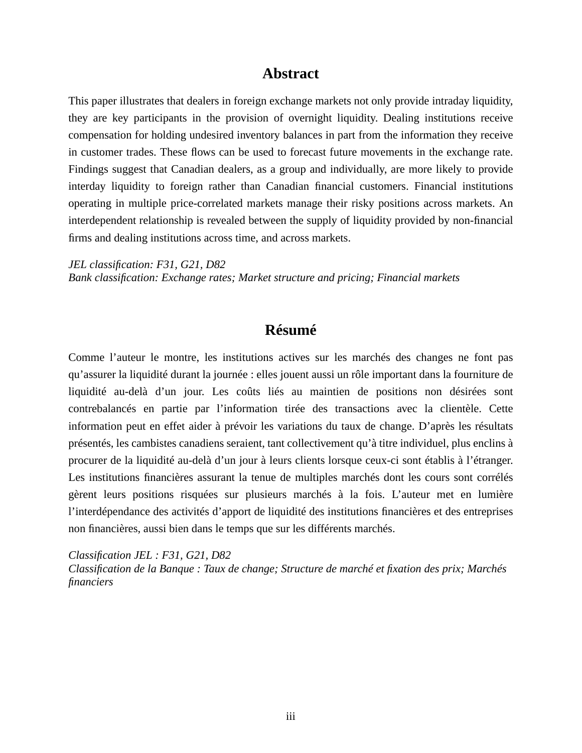## Abstract

This paper illustrates that dealers in foreign exchange markets not only provide intraday liquidity, they are key participants in the provision of overnight liquidity. Dealing institutions receive compensation for holding undesired inventory balances in part from the information they receive in customer trades. These flows can be used to forecast future movements in the exchange rate. Findings suggest that Canadian dealers, as a group and individually, are more likely to provide interday liquidity to foreign rather than Canadian financial customers. Financial institutions operating in multiple price-correlated markets manage their risky positions across markets. An interdependent relationship is revealed between the supply of liquidity provided by non-financial firms and dealing institutions across time, and across markets.

*JEL classification: F31, G21, D82*
*Bank classification: Exchange rates; Market structure and pricing; Financial markets*

## Résumé

Comme l'auteur le montre, les institutions actives sur les marchés des changes ne font pas qu'assurer la liquidité durant la journée : elles jouent aussi un rôle important dans la fourniture de liquidité au-delà d'un jour. Les coûts liés au maintien de positions non désirées sont contrebalancés en partie par l'information tirée des transactions avec la clientèle. Cette information peut en effet aider à prévoir les variations du taux de change. D'après les résultats présentés, les cambistes canadiens seraient, tant collectivement qu'à titre individuel, plus enclins à procurer de la liquidité au-delà d'un jour à leurs clients lorsque ceux-ci sont établis à l'étranger. Les institutions financières assurant la tenue de multiples marchés dont les cours sont corrélés gèrent leurs positions risquées sur plusieurs marchés à la fois. L'auteur met en lumière l'interdépendance des activités d'apport de liquidité des institutions financières et des entreprises non financières, aussi bien dans le temps que sur les différents marchés.

*Classification JEL : F31, G21, D82*
*Classification de la Banque : Taux de change; Structure de marché et fixation des prix; Marchés financiers*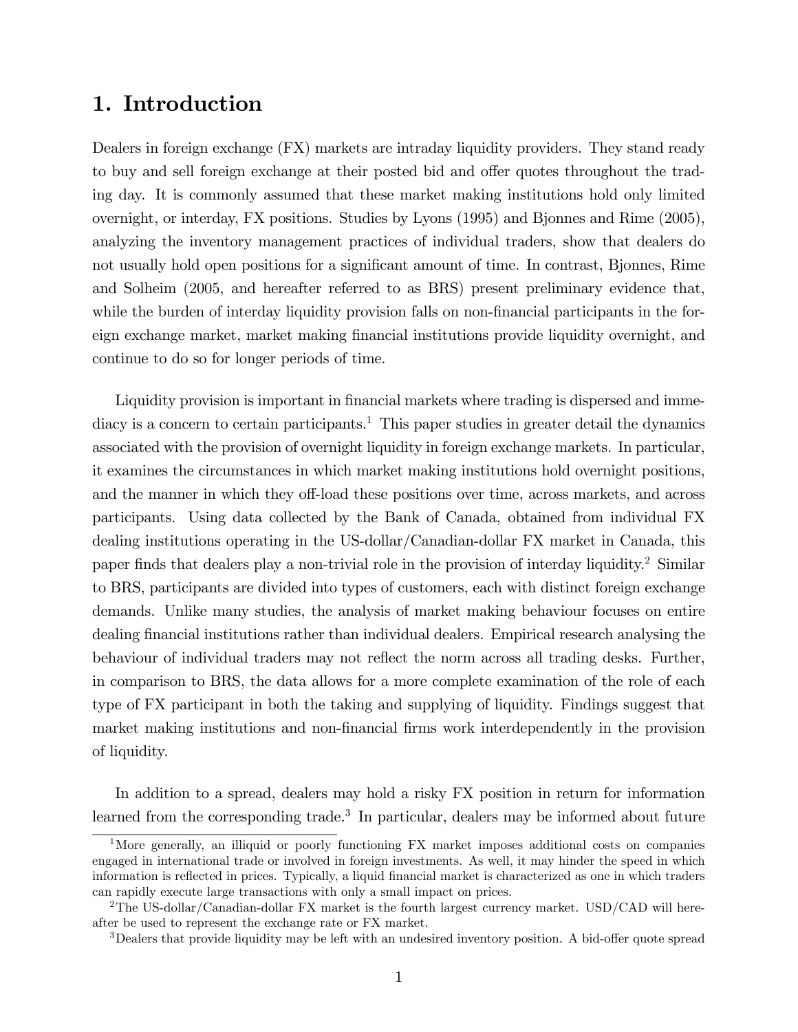## 1. Introduction

Dealers in foreign exchange (FX) markets are intraday liquidity providers. They stand ready to buy and sell foreign exchange at their posted bid and offer quotes throughout the trading day. It is commonly assumed that these market making institutions hold only limited overnight, or interday, FX positions. Studies by Lyons (1995) and Bjonnes and Rime (2005), analyzing the inventory management practices of individual traders, show that dealers do not usually hold open positions for a significant amount of time. In contrast, Bjonnes, Rime and Solheim (2005, and hereafter referred to as BRS) present preliminary evidence that, while the burden of interday liquidity provision falls on non-financial participants in the foreign exchange market, market making financial institutions provide liquidity overnight, and continue to do so for longer periods of time.

Liquidity provision is important in financial markets where trading is dispersed and immediacy is a concern to certain participants.[1] This paper studies in greater detail the dynamics associated with the provision of overnight liquidity in foreign exchange markets. In particular, it examines the circumstances in which market making institutions hold overnight positions, and the manner in which they off-load these positions over time, across markets, and across participants. Using data collected by the Bank of Canada, obtained from individual FX dealing institutions operating in the US-dollar/Canadian-dollar FX market in Canada, this paper finds that dealers play a non-trivial role in the provision of interday liquidity.[2] Similar to BRS, participants are divided into types of customers, each with distinct foreign exchange demands. Unlike many studies, the analysis of market making behaviour focuses on entire dealing financial institutions rather than individual dealers. Empirical research analysing the behaviour of individual traders may not reflect the norm across all trading desks. Further, in comparison to BRS, the data allows for a more complete examination of the role of each type of FX participant in both the taking and supplying of liquidity. Findings suggest that market making institutions and non-financial firms work interdependently in the provision of liquidity.

In addition to a spread, dealers may hold a risky FX position in return for information learned from the corresponding trade.[3] In particular, dealers may be informed about future

---

[1] More generally, an illiquid or poorly functioning FX market imposes additional costs on companies engaged in international trade or involved in foreign investments. As well, it may hinder the speed in which information is reflected in prices. Typically, a liquid financial market is characterized as one in which traders can rapidly execute large transactions with only a small impact on prices.

[2] The US-dollar/Canadian-dollar FX market is the fourth largest currency market. USD/CAD will hereafter be used to represent the exchange rate or FX market.

[3] Dealers that provide liquidity may be left with an undesired inventory position. A bid-offer quote spread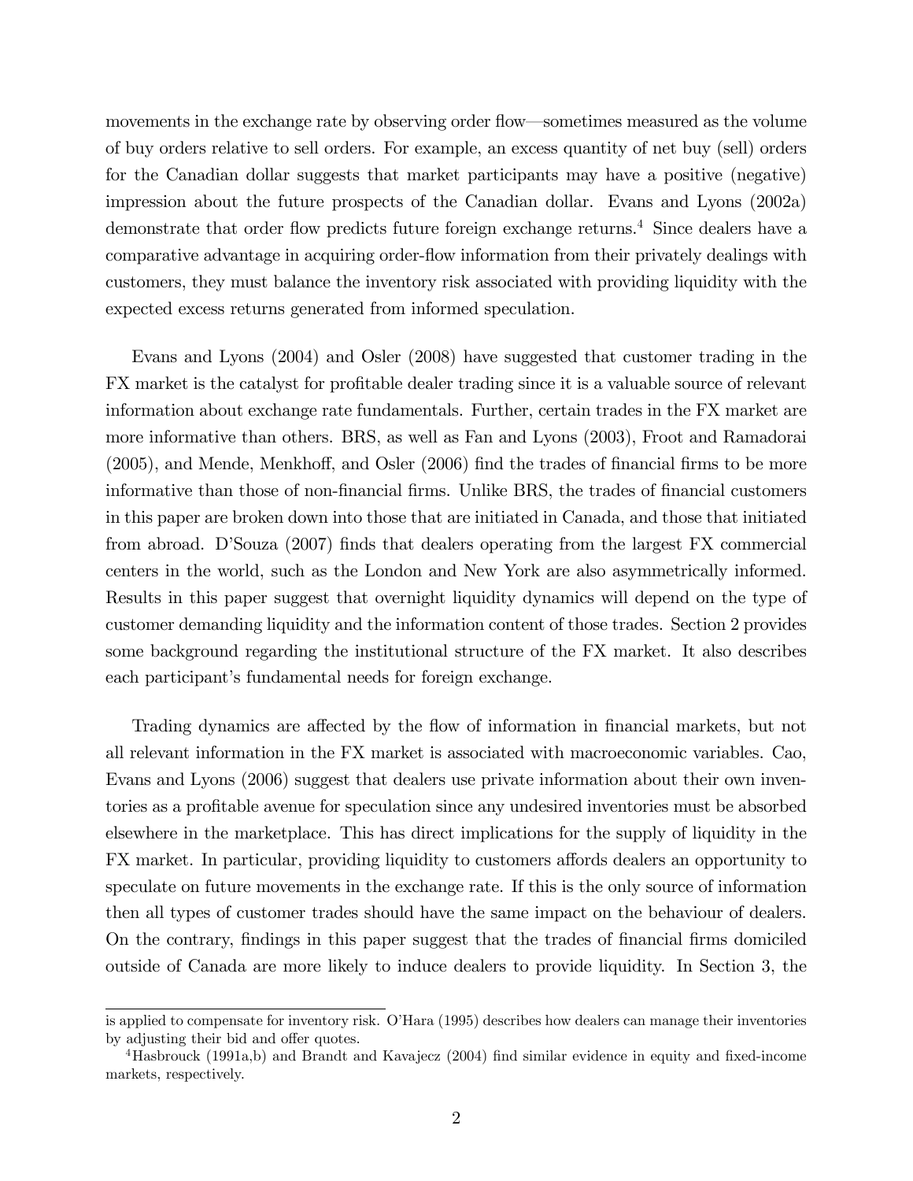movements in the exchange rate by observing order flow—sometimes measured as the volume of buy orders relative to sell orders. For example, an excess quantity of net buy (sell) orders for the Canadian dollar suggests that market participants may have a positive (negative) impression about the future prospects of the Canadian dollar. Evans and Lyons (2002a) demonstrate that order flow predicts future foreign exchange returns.[4] Since dealers have a comparative advantage in acquiring order-flow information from their privately dealings with customers, they must balance the inventory risk associated with providing liquidity with the expected excess returns generated from informed speculation.

Evans and Lyons (2004) and Osler (2008) have suggested that customer trading in the FX market is the catalyst for profitable dealer trading since it is a valuable source of relevant information about exchange rate fundamentals. Further, certain trades in the FX market are more informative than others. BRS, as well as Fan and Lyons (2003), Froot and Ramadorai (2005), and Mende, Menkhoff, and Osler (2006) find the trades of financial firms to be more informative than those of non-financial firms. Unlike BRS, the trades of financial customers in this paper are broken down into those that are initiated in Canada, and those that initiated from abroad. D'Souza (2007) finds that dealers operating from the largest FX commercial centers in the world, such as the London and New York are also asymmetrically informed. Results in this paper suggest that overnight liquidity dynamics will depend on the type of customer demanding liquidity and the information content of those trades. Section 2 provides some background regarding the institutional structure of the FX market. It also describes each participant's fundamental needs for foreign exchange.

Trading dynamics are affected by the flow of information in financial markets, but not all relevant information in the FX market is associated with macroeconomic variables. Cao, Evans and Lyons (2006) suggest that dealers use private information about their own inventories as a profitable avenue for speculation since any undesired inventories must be absorbed elsewhere in the marketplace. This has direct implications for the supply of liquidity in the FX market. In particular, providing liquidity to customers affords dealers an opportunity to speculate on future movements in the exchange rate. If this is the only source of information then all types of customer trades should have the same impact on the behaviour of dealers. On the contrary, findings in this paper suggest that the trades of financial firms domiciled outside of Canada are more likely to induce dealers to provide liquidity. In Section 3, the

is applied to compensate for inventory risk. O'Hara (1995) describes how dealers can manage their inventories by adjusting their bid and offer quotes.

[4] Hasbrouck (1991a,b) and Brandt and Kavajecz (2004) find similar evidence in equity and fixed-income markets, respectively.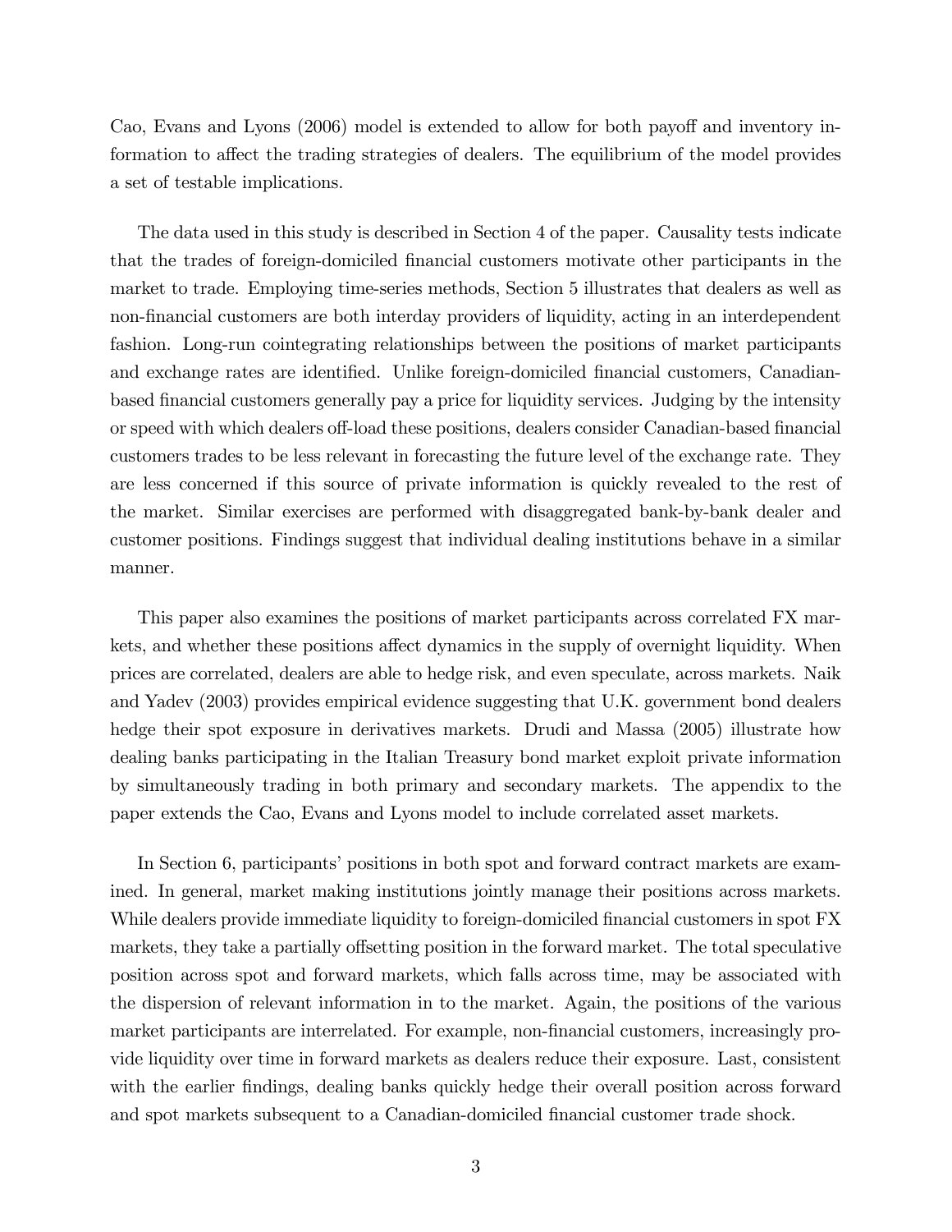Cao, Evans and Lyons (2006) model is extended to allow for both payoff and inventory information to affect the trading strategies of dealers. The equilibrium of the model provides a set of testable implications.

The data used in this study is described in Section 4 of the paper. Causality tests indicate that the trades of foreign-domiciled financial customers motivate other participants in the market to trade. Employing time-series methods, Section 5 illustrates that dealers as well as non-financial customers are both interday providers of liquidity, acting in an interdependent fashion. Long-run cointegrating relationships between the positions of market participants and exchange rates are identified. Unlike foreign-domiciled financial customers, Canadian-based financial customers generally pay a price for liquidity services. Judging by the intensity or speed with which dealers off-load these positions, dealers consider Canadian-based financial customers trades to be less relevant in forecasting the future level of the exchange rate. They are less concerned if this source of private information is quickly revealed to the rest of the market. Similar exercises are performed with disaggregated bank-by-bank dealer and customer positions. Findings suggest that individual dealing institutions behave in a similar manner.

This paper also examines the positions of market participants across correlated FX markets, and whether these positions affect dynamics in the supply of overnight liquidity. When prices are correlated, dealers are able to hedge risk, and even speculate, across markets. Naik and Yadev (2003) provides empirical evidence suggesting that U.K. government bond dealers hedge their spot exposure in derivatives markets. Drudi and Massa (2005) illustrate how dealing banks participating in the Italian Treasury bond market exploit private information by simultaneously trading in both primary and secondary markets. The appendix to the paper extends the Cao, Evans and Lyons model to include correlated asset markets.

In Section 6, participants' positions in both spot and forward contract markets are examined. In general, market making institutions jointly manage their positions across markets. While dealers provide immediate liquidity to foreign-domiciled financial customers in spot FX markets, they take a partially offsetting position in the forward market. The total speculative position across spot and forward markets, which falls across time, may be associated with the dispersion of relevant information in to the market. Again, the positions of the various market participants are interrelated. For example, non-financial customers, increasingly provide liquidity over time in forward markets as dealers reduce their exposure. Last, consistent with the earlier findings, dealing banks quickly hedge their overall position across forward and spot markets subsequent to a Canadian-domiciled financial customer trade shock.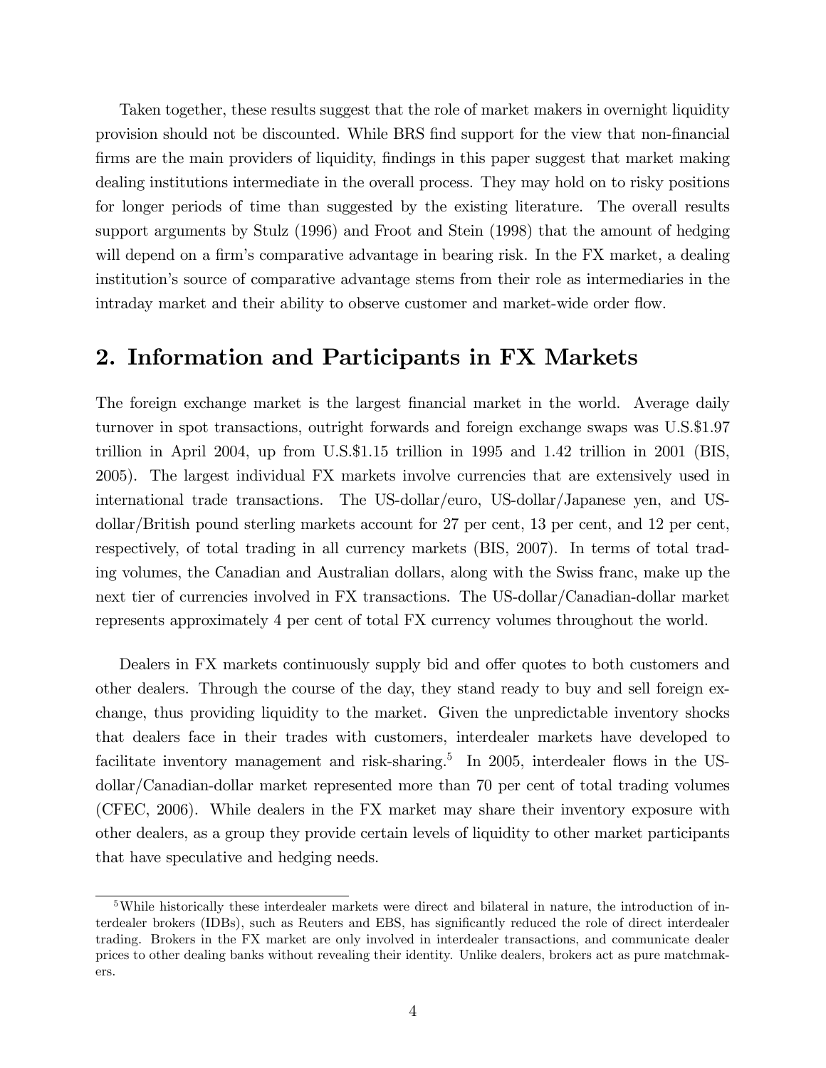Taken together, these results suggest that the role of market makers in overnight liquidity provision should not be discounted. While BRS find support for the view that non-financial firms are the main providers of liquidity, findings in this paper suggest that market making dealing institutions intermediate in the overall process. They may hold on to risky positions for longer periods of time than suggested by the existing literature. The overall results support arguments by Stulz (1996) and Froot and Stein (1998) that the amount of hedging will depend on a firm's comparative advantage in bearing risk. In the FX market, a dealing institution's source of comparative advantage stems from their role as intermediaries in the intraday market and their ability to observe customer and market-wide order flow.

## 2. Information and Participants in FX Markets

The foreign exchange market is the largest financial market in the world. Average daily turnover in spot transactions, outright forwards and foreign exchange swaps was U.S.$1.97 trillion in April 2004, up from U.S.$1.15 trillion in 1995 and 1.42 trillion in 2001 (BIS, 2005). The largest individual FX markets involve currencies that are extensively used in international trade transactions. The US-dollar/euro, US-dollar/Japanese yen, and US-dollar/British pound sterling markets account for 27 per cent, 13 per cent, and 12 per cent, respectively, of total trading in all currency markets (BIS, 2007). In terms of total trading volumes, the Canadian and Australian dollars, along with the Swiss franc, make up the next tier of currencies involved in FX transactions. The US-dollar/Canadian-dollar market represents approximately 4 per cent of total FX currency volumes throughout the world.

Dealers in FX markets continuously supply bid and offer quotes to both customers and other dealers. Through the course of the day, they stand ready to buy and sell foreign exchange, thus providing liquidity to the market. Given the unpredictable inventory shocks that dealers face in their trades with customers, interdealer markets have developed to facilitate inventory management and risk-sharing.[5] In 2005, interdealer flows in the US-dollar/Canadian-dollar market represented more than 70 per cent of total trading volumes (CFEC, 2006). While dealers in the FX market may share their inventory exposure with other dealers, as a group they provide certain levels of liquidity to other market participants that have speculative and hedging needs.

[5] While historically these interdealer markets were direct and bilateral in nature, the introduction of interdealer brokers (IDBs), such as Reuters and EBS, has significantly reduced the role of direct interdealer trading. Brokers in the FX market are only involved in interdealer transactions, and communicate dealer prices to other dealing banks without revealing their identity. Unlike dealers, brokers act as pure matchmakers.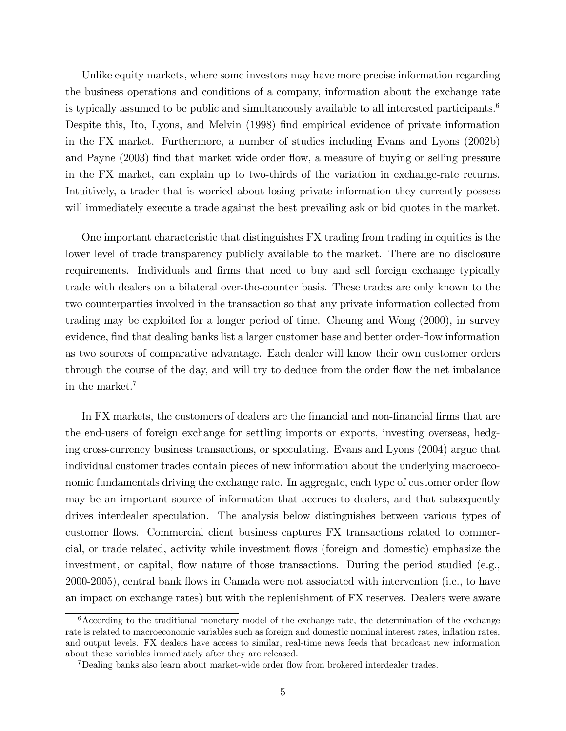Unlike equity markets, where some investors may have more precise information regarding the business operations and conditions of a company, information about the exchange rate is typically assumed to be public and simultaneously available to all interested participants.[6] Despite this, Ito, Lyons, and Melvin (1998) find empirical evidence of private information in the FX market. Furthermore, a number of studies including Evans and Lyons (2002b) and Payne (2003) find that market wide order flow, a measure of buying or selling pressure in the FX market, can explain up to two-thirds of the variation in exchange-rate returns. Intuitively, a trader that is worried about losing private information they currently possess will immediately execute a trade against the best prevailing ask or bid quotes in the market.

One important characteristic that distinguishes FX trading from trading in equities is the lower level of trade transparency publicly available to the market. There are no disclosure requirements. Individuals and firms that need to buy and sell foreign exchange typically trade with dealers on a bilateral over-the-counter basis. These trades are only known to the two counterparties involved in the transaction so that any private information collected from trading may be exploited for a longer period of time. Cheung and Wong (2000), in survey evidence, find that dealing banks list a larger customer base and better order-flow information as two sources of comparative advantage. Each dealer will know their own customer orders through the course of the day, and will try to deduce from the order flow the net imbalance in the market.[7]

In FX markets, the customers of dealers are the financial and non-financial firms that are the end-users of foreign exchange for settling imports or exports, investing overseas, hedging cross-currency business transactions, or speculating. Evans and Lyons (2004) argue that individual customer trades contain pieces of new information about the underlying macroeconomic fundamentals driving the exchange rate. In aggregate, each type of customer order flow may be an important source of information that accrues to dealers, and that subsequently drives interdealer speculation. The analysis below distinguishes between various types of customer flows. Commercial client business captures FX transactions related to commercial, or trade related, activity while investment flows (foreign and domestic) emphasize the investment, or capital, flow nature of those transactions. During the period studied (e.g., 2000-2005), central bank flows in Canada were not associated with intervention (i.e., to have an impact on exchange rates) but with the replenishment of FX reserves. Dealers were aware

[6] According to the traditional monetary model of the exchange rate, the determination of the exchange rate is related to macroeconomic variables such as foreign and domestic nominal interest rates, inflation rates, and output levels. FX dealers have access to similar, real-time news feeds that broadcast new information about these variables immediately after they are released.

[7] Dealing banks also learn about market-wide order flow from brokered interdealer trades.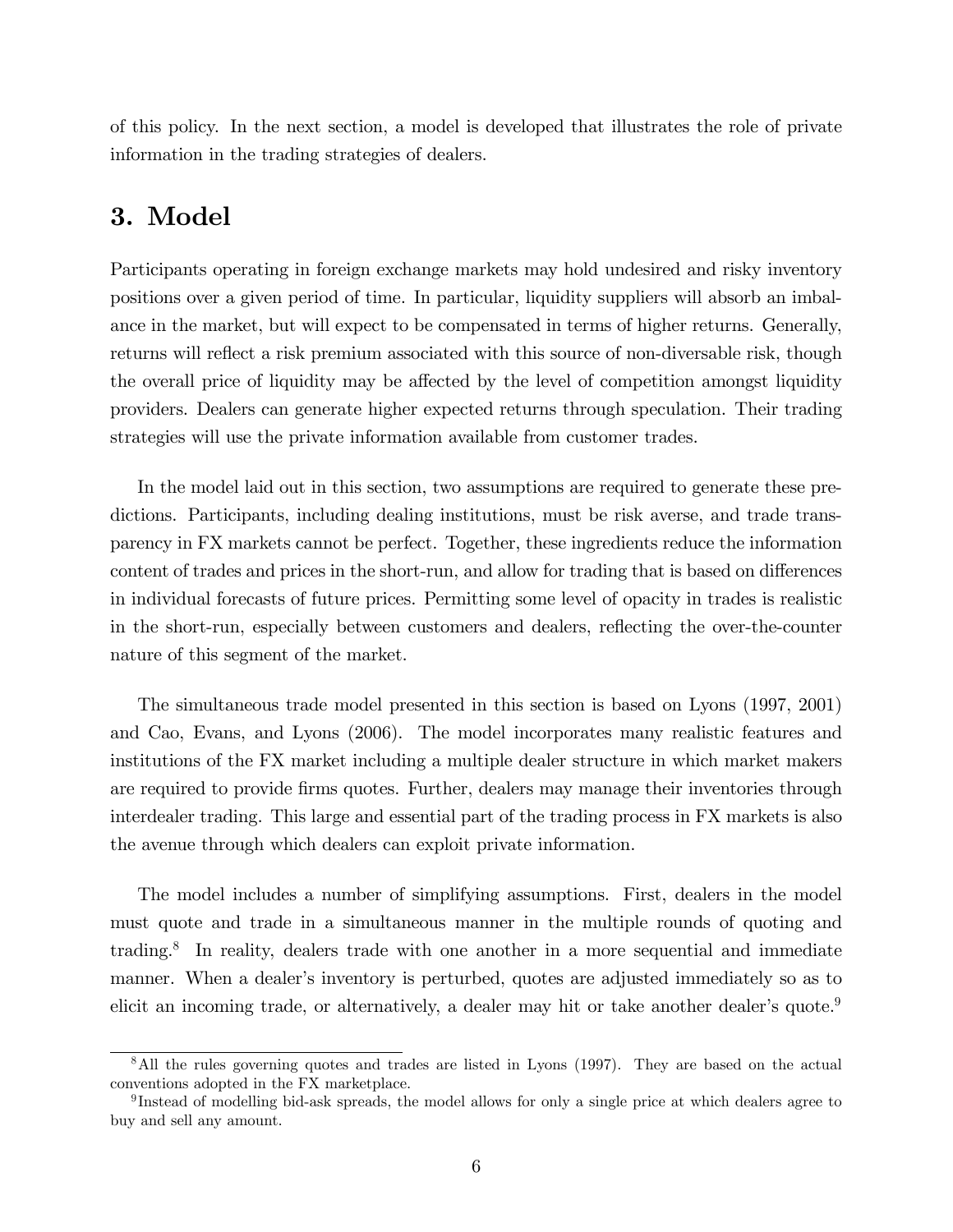of this policy. In the next section, a model is developed that illustrates the role of private information in the trading strategies of dealers.

## 3. Model

Participants operating in foreign exchange markets may hold undesired and risky inventory positions over a given period of time. In particular, liquidity suppliers will absorb an imbalance in the market, but will expect to be compensated in terms of higher returns. Generally, returns will reflect a risk premium associated with this source of non-diversable risk, though the overall price of liquidity may be affected by the level of competition amongst liquidity providers. Dealers can generate higher expected returns through speculation. Their trading strategies will use the private information available from customer trades.

In the model laid out in this section, two assumptions are required to generate these predictions. Participants, including dealing institutions, must be risk averse, and trade transparency in FX markets cannot be perfect. Together, these ingredients reduce the information content of trades and prices in the short-run, and allow for trading that is based on differences in individual forecasts of future prices. Permitting some level of opacity in trades is realistic in the short-run, especially between customers and dealers, reflecting the over-the-counter nature of this segment of the market.

The simultaneous trade model presented in this section is based on Lyons (1997, 2001) and Cao, Evans, and Lyons (2006). The model incorporates many realistic features and institutions of the FX market including a multiple dealer structure in which market makers are required to provide firms quotes. Further, dealers may manage their inventories through interdealer trading. This large and essential part of the trading process in FX markets is also the avenue through which dealers can exploit private information.

The model includes a number of simplifying assumptions. First, dealers in the model must quote and trade in a simultaneous manner in the multiple rounds of quoting and trading.[8] In reality, dealers trade with one another in a more sequential and immediate manner. When a dealer's inventory is perturbed, quotes are adjusted immediately so as to elicit an incoming trade, or alternatively, a dealer may hit or take another dealer's quote.[9]

[8] All the rules governing quotes and trades are listed in Lyons (1997). They are based on the actual conventions adopted in the FX marketplace.

[9] Instead of modelling bid-ask spreads, the model allows for only a single price at which dealers agree to buy and sell any amount.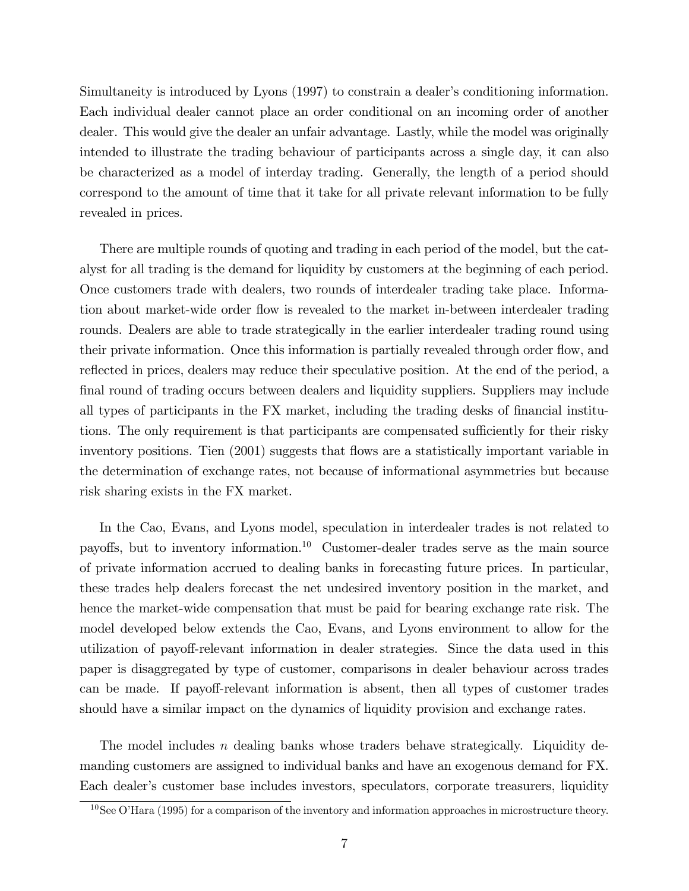Simultaneity is introduced by Lyons (1997) to constrain a dealer's conditioning information. Each individual dealer cannot place an order conditional on an incoming order of another dealer. This would give the dealer an unfair advantage. Lastly, while the model was originally intended to illustrate the trading behaviour of participants across a single day, it can also be characterized as a model of interday trading. Generally, the length of a period should correspond to the amount of time that it take for all private relevant information to be fully revealed in prices.

There are multiple rounds of quoting and trading in each period of the model, but the catalyst for all trading is the demand for liquidity by customers at the beginning of each period. Once customers trade with dealers, two rounds of interdealer trading take place. Information about market-wide order flow is revealed to the market in-between interdealer trading rounds. Dealers are able to trade strategically in the earlier interdealer trading round using their private information. Once this information is partially revealed through order flow, and reflected in prices, dealers may reduce their speculative position. At the end of the period, a final round of trading occurs between dealers and liquidity suppliers. Suppliers may include all types of participants in the FX market, including the trading desks of financial institutions. The only requirement is that participants are compensated sufficiently for their risky inventory positions. Tien (2001) suggests that flows are a statistically important variable in the determination of exchange rates, not because of informational asymmetries but because risk sharing exists in the FX market.

In the Cao, Evans, and Lyons model, speculation in interdealer trades is not related to payoffs, but to inventory information.[10] Customer-dealer trades serve as the main source of private information accrued to dealing banks in forecasting future prices. In particular, these trades help dealers forecast the net undesired inventory position in the market, and hence the market-wide compensation that must be paid for bearing exchange rate risk. The model developed below extends the Cao, Evans, and Lyons environment to allow for the utilization of payoff-relevant information in dealer strategies. Since the data used in this paper is disaggregated by type of customer, comparisons in dealer behaviour across trades can be made. If payoff-relevant information is absent, then all types of customer trades should have a similar impact on the dynamics of liquidity provision and exchange rates.

The model includes $n$ dealing banks whose traders behave strategically. Liquidity demanding customers are assigned to individual banks and have an exogenous demand for FX. Each dealer's customer base includes investors, speculators, corporate treasurers, liquidity

[10] See O'Hara (1995) for a comparison of the inventory and information approaches in microstructure theory.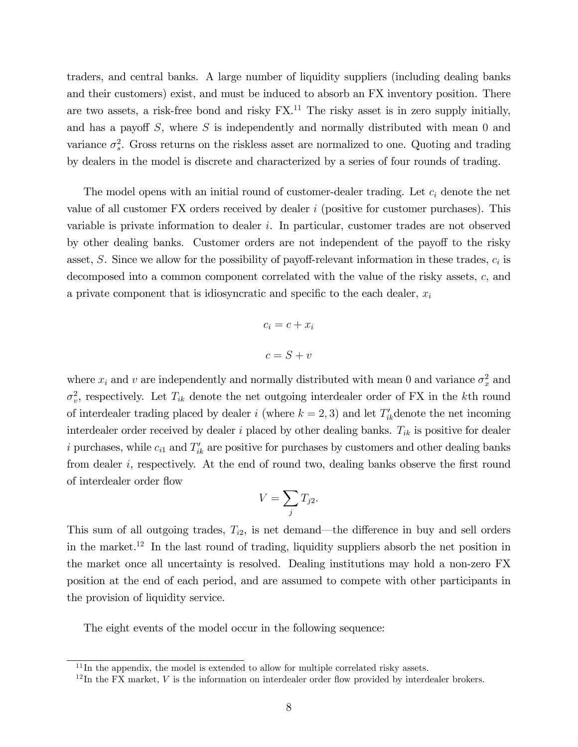traders, and central banks. A large number of liquidity suppliers (including dealing banks and their customers) exist, and must be induced to absorb an FX inventory position. There are two assets, a risk-free bond and risky FX.[11] The risky asset is in zero supply initially, and has a payoff $S$, where $S$ is independently and normally distributed with mean 0 and variance $\sigma_s^2$. Gross returns on the riskless asset are normalized to one. Quoting and trading by dealers in the model is discrete and characterized by a series of four rounds of trading.

The model opens with an initial round of customer-dealer trading. Let $c_i$ denote the net value of all customer FX orders received by dealer $i$ (positive for customer purchases). This variable is private information to dealer $i$. In particular, customer trades are not observed by other dealing banks. Customer orders are not independent of the payoff to the risky asset, $S$. Since we allow for the possibility of payoff-relevant information in these trades, $c_i$ is decomposed into a common component correlated with the value of the risky assets, $c$, and a private component that is idiosyncratic and specific to the each dealer, $x_i$

$$c_i = c + x_i$$

$$c = S + v$$

where $x_i$ and $v$ are independently and normally distributed with mean 0 and variance $\sigma_x^2$ and $\sigma_v^2$, respectively. Let $T_{ik}$ denote the net outgoing interdealer order of FX in the $k$th round of interdealer trading placed by dealer $i$ (where $k = 2, 3$) and let $T'_{ik}$denote the net incoming interdealer order received by dealer $i$ placed by other dealing banks. $T_{ik}$ is positive for dealer $i$ purchases, while $c_{i1}$ and $T'_{ik}$ are positive for purchases by customers and other dealing banks from dealer $i$, respectively. At the end of round two, dealing banks observe the first round of interdealer order flow

$$V = \sum_j T_{j2}.$$

This sum of all outgoing trades, $T_{i2}$, is net demand—the difference in buy and sell orders in the market.[12] In the last round of trading, liquidity suppliers absorb the net position in the market once all uncertainty is resolved. Dealing institutions may hold a non-zero FX position at the end of each period, and are assumed to compete with other participants in the provision of liquidity service.

The eight events of the model occur in the following sequence:

[11] In the appendix, the model is extended to allow for multiple correlated risky assets.

[12] In the FX market, $V$ is the information on interdealer order flow provided by interdealer brokers.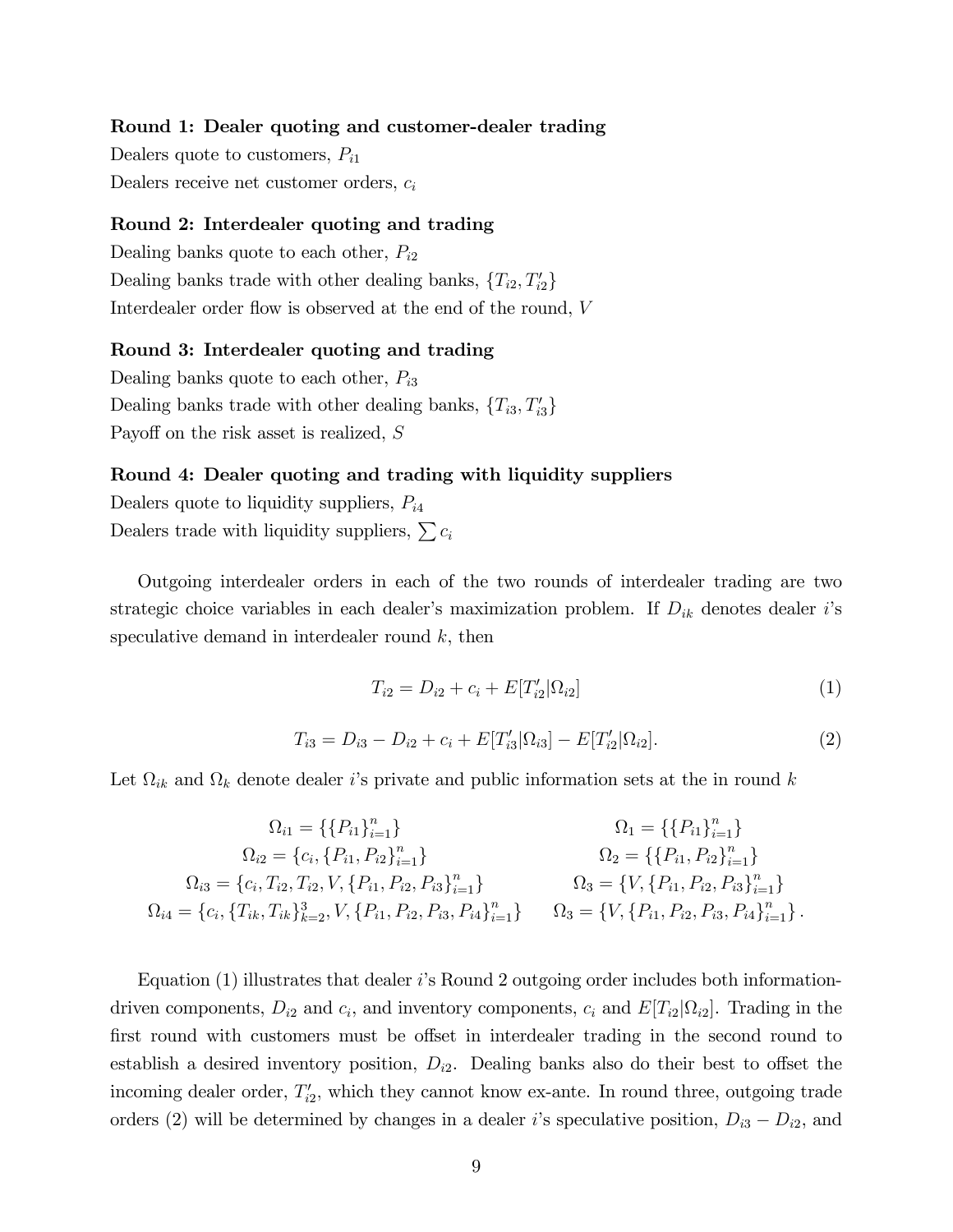**Round 1: Dealer quoting and customer-dealer trading**

Dealers quote to customers, $P_{i1}$

Dealers receive net customer orders, $c_i$

**Round 2: Interdealer quoting and trading**

Dealing banks quote to each other, $P_{i2}$

Dealing banks trade with other dealing banks, $\{T_{i2}, T'_{i2}\}$

Interdealer order flow is observed at the end of the round, $V$

**Round 3: Interdealer quoting and trading**

Dealing banks quote to each other, $P_{i3}$

Dealing banks trade with other dealing banks, $\{T_{i3}, T'_{i3}\}$

Payoff on the risk asset is realized, $S$

**Round 4: Dealer quoting and trading with liquidity suppliers**

Dealers quote to liquidity suppliers, $P_{i4}$

Dealers trade with liquidity suppliers, $\sum c_i$

Outgoing interdealer orders in each of the two rounds of interdealer trading are two strategic choice variables in each dealer's maximization problem. If $D_{ik}$ denotes dealer $i$'s speculative demand in interdealer round $k$, then

$$T_{i2} = D_{i2} + c_i + E[T'_{i2}|\Omega_{i2}] \tag{1}$$

$$T_{i3} = D_{i3} - D_{i2} + c_i + E[T'_{i3}|\Omega_{i3}] - E[T'_{i2}|\Omega_{i2}]. \tag{2}$$

Let $\Omega_{ik}$ and $\Omega_k$ denote dealer $i$'s private and public information sets at the in round $k$

$$\begin{array}{ll}
\Omega_{i1} = \{\{P_{i1}\}_{i=1}^n\} & \Omega_1 = \{\{P_{i1}\}_{i=1}^n\} \\
\Omega_{i2} = \{c_i, \{P_{i1}, P_{i2}\}_{i=1}^n\} & \Omega_2 = \{\{P_{i1}, P_{i2}\}_{i=1}^n\} \\
\Omega_{i3} = \{c_i, T_{i2}, T_{i2}, V, \{P_{i1}, P_{i2}, P_{i3}\}_{i=1}^n\} & \Omega_3 = \{V, \{P_{i1}, P_{i2}, P_{i3}\}_{i=1}^n\} \\
\Omega_{i4} = \{c_i, \{T_{ik}, T_{ik}\}_{k=2}^3, V, \{P_{i1}, P_{i2}, P_{i3}, P_{i4}\}_{i=1}^n\} & \Omega_3 = \{V, \{P_{i1}, P_{i2}, P_{i3}, P_{i4}\}_{i=1}^n\}.
\end{array}$$

Equation (1) illustrates that dealer $i$'s Round 2 outgoing order includes both information-driven components, $D_{i2}$ and $c_i$, and inventory components, $c_i$ and $E[T_{i2}|\Omega_{i2}]$. Trading in the first round with customers must be offset in interdealer trading in the second round to establish a desired inventory position, $D_{i2}$. Dealing banks also do their best to offset the incoming dealer order, $T'_{i2}$, which they cannot know ex-ante. In round three, outgoing trade orders (2) will be determined by changes in a dealer $i$'s speculative position, $D_{i3} - D_{i2}$, and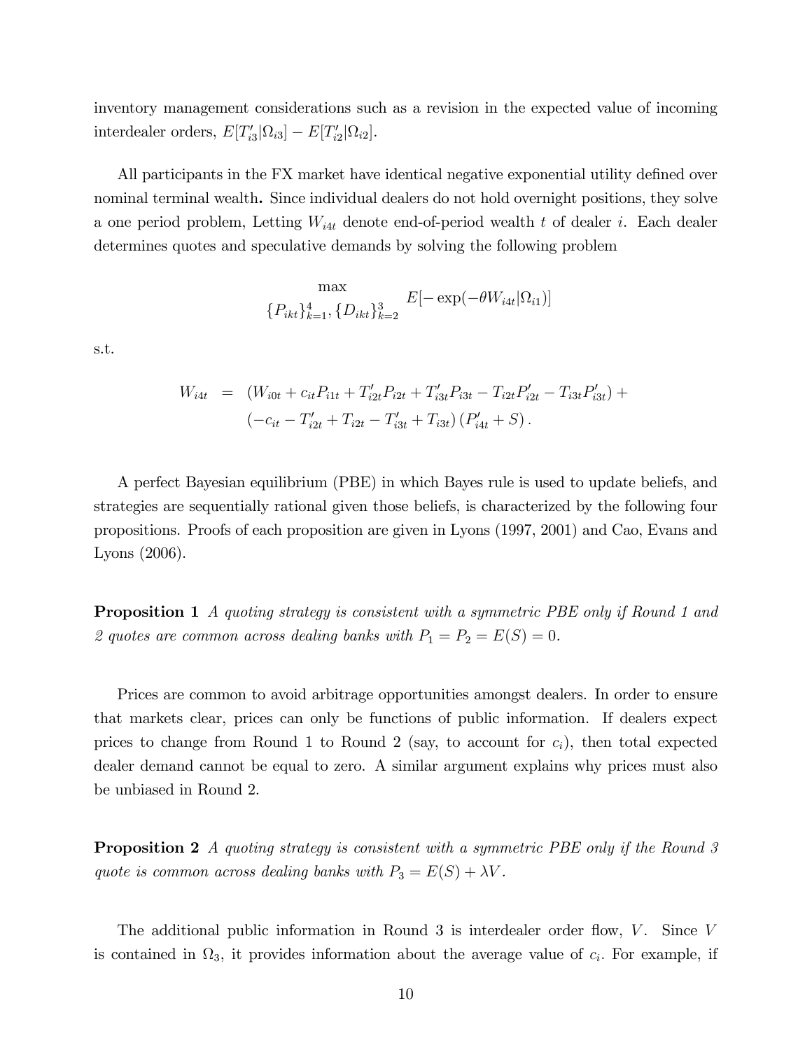inventory management considerations such as a revision in the expected value of incoming interdealer orders, $E[T'_{i3}|\Omega_{i3}] - E[T'_{i2}|\Omega_{i2}]$.

All participants in the FX market have identical negative exponential utility defined over nominal terminal wealth**.** Since individual dealers do not hold overnight positions, they solve a one period problem, Letting $W_{i4t}$ denote end-of-period wealth $t$ of dealer $i$. Each dealer determines quotes and speculative demands by solving the following problem

$$\max_{\{P_{ikt}\}_{k=1}^{4}, \{D_{ikt}\}_{k=2}^{3}} E[-\exp(-\theta W_{i4t}|\Omega_{i1})]$$

s.t.

$$\begin{aligned} W_{i4t} &= (W_{i0t} + c_{it}P_{i1t} + T'_{i2t}P_{i2t} + T'_{i3t}P_{i3t} - T_{i2t}P'_{i2t} - T_{i3t}P'_{i3t}) + \\ &\quad (-c_{it} - T'_{i2t} + T_{i2t} - T'_{i3t} + T_{i3t})\left(P'_{i4t} + S\right). \end{aligned}$$

A perfect Bayesian equilibrium (PBE) in which Bayes rule is used to update beliefs, and strategies are sequentially rational given those beliefs, is characterized by the following four propositions. Proofs of each proposition are given in Lyons (1997, 2001) and Cao, Evans and Lyons (2006).

**Proposition 1** *A quoting strategy is consistent with a symmetric PBE only if Round 1 and 2 quotes are common across dealing banks with* $P_1 = P_2 = E(S) = 0$.

Prices are common to avoid arbitrage opportunities amongst dealers. In order to ensure that markets clear, prices can only be functions of public information. If dealers expect prices to change from Round 1 to Round 2 (say, to account for $c_i$), then total expected dealer demand cannot be equal to zero. A similar argument explains why prices must also be unbiased in Round 2.

**Proposition 2** *A quoting strategy is consistent with a symmetric PBE only if the Round 3 quote is common across dealing banks with* $P_3 = E(S) + \lambda V$.

The additional public information in Round 3 is interdealer order flow, $V$. Since $V$ is contained in $\Omega_3$, it provides information about the average value of $c_i$. For example, if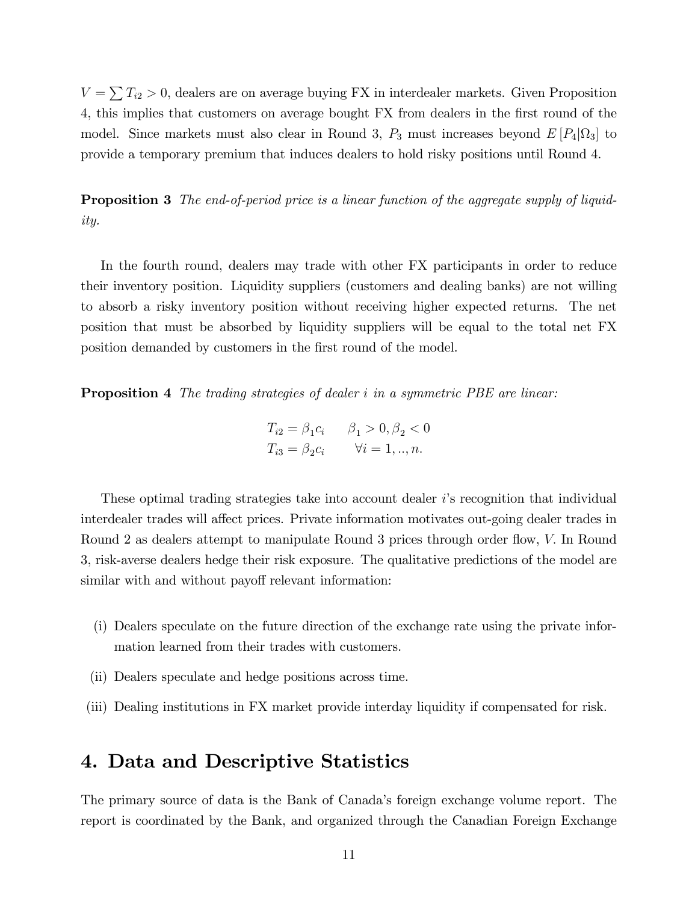$V = \sum T_{i2} > 0$, dealers are on average buying FX in interdealer markets. Given Proposition 4, this implies that customers on average bought FX from dealers in the first round of the model. Since markets must also clear in Round 3, $P_3$ must increases beyond $E[P_4|\Omega_3]$ to provide a temporary premium that induces dealers to hold risky positions until Round 4.

**Proposition 3** *The end-of-period price is a linear function of the aggregate supply of liquidity.*

In the fourth round, dealers may trade with other FX participants in order to reduce their inventory position. Liquidity suppliers (customers and dealing banks) are not willing to absorb a risky inventory position without receiving higher expected returns. The net position that must be absorbed by liquidity suppliers will be equal to the total net FX position demanded by customers in the first round of the model.

**Proposition 4** *The trading strategies of dealer $i$ in a symmetric PBE are linear:*

$$T_{i2} = \beta_1 c_i \qquad \beta_1 > 0, \beta_2 < 0$$
$$T_{i3} = \beta_2 c_i \qquad \forall i = 1,..,n.$$

These optimal trading strategies take into account dealer $i$'s recognition that individual interdealer trades will affect prices. Private information motivates out-going dealer trades in Round 2 as dealers attempt to manipulate Round 3 prices through order flow, $V$. In Round 3, risk-averse dealers hedge their risk exposure. The qualitative predictions of the model are similar with and without payoff relevant information:

(i) Dealers speculate on the future direction of the exchange rate using the private information learned from their trades with customers.

(ii) Dealers speculate and hedge positions across time.

(iii) Dealing institutions in FX market provide interday liquidity if compensated for risk.

# 4. Data and Descriptive Statistics

The primary source of data is the Bank of Canada's foreign exchange volume report. The report is coordinated by the Bank, and organized through the Canadian Foreign Exchange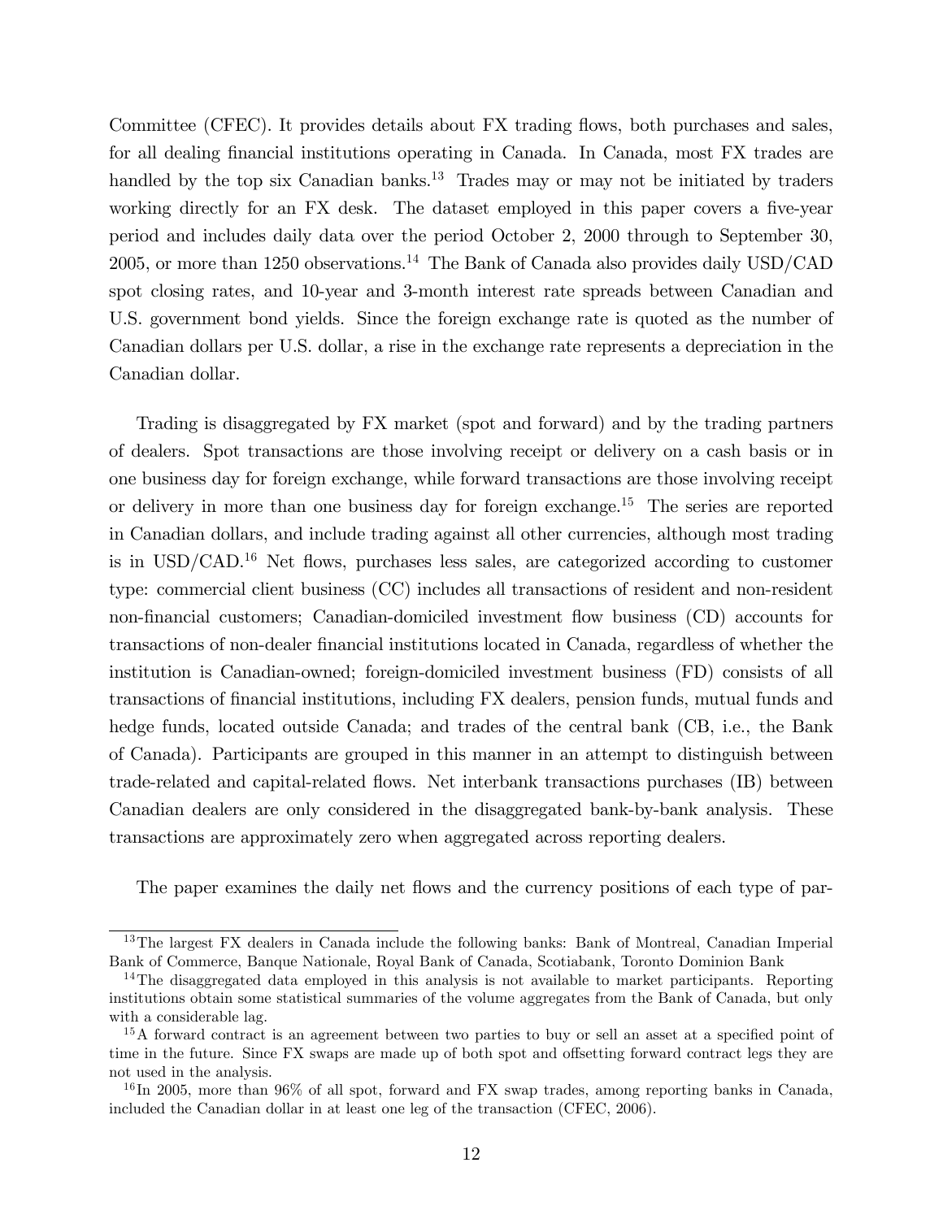Committee (CFEC). It provides details about FX trading flows, both purchases and sales, for all dealing financial institutions operating in Canada. In Canada, most FX trades are handled by the top six Canadian banks.[13] Trades may or may not be initiated by traders working directly for an FX desk. The dataset employed in this paper covers a five-year period and includes daily data over the period October 2, 2000 through to September 30, 2005, or more than 1250 observations.[14] The Bank of Canada also provides daily USD/CAD spot closing rates, and 10-year and 3-month interest rate spreads between Canadian and U.S. government bond yields. Since the foreign exchange rate is quoted as the number of Canadian dollars per U.S. dollar, a rise in the exchange rate represents a depreciation in the Canadian dollar.

Trading is disaggregated by FX market (spot and forward) and by the trading partners of dealers. Spot transactions are those involving receipt or delivery on a cash basis or in one business day for foreign exchange, while forward transactions are those involving receipt or delivery in more than one business day for foreign exchange.[15] The series are reported in Canadian dollars, and include trading against all other currencies, although most trading is in USD/CAD.[16] Net flows, purchases less sales, are categorized according to customer type: commercial client business (CC) includes all transactions of resident and non-resident non-financial customers; Canadian-domiciled investment flow business (CD) accounts for transactions of non-dealer financial institutions located in Canada, regardless of whether the institution is Canadian-owned; foreign-domiciled investment business (FD) consists of all transactions of financial institutions, including FX dealers, pension funds, mutual funds and hedge funds, located outside Canada; and trades of the central bank (CB, i.e., the Bank of Canada). Participants are grouped in this manner in an attempt to distinguish between trade-related and capital-related flows. Net interbank transactions purchases (IB) between Canadian dealers are only considered in the disaggregated bank-by-bank analysis. These transactions are approximately zero when aggregated across reporting dealers.

The paper examines the daily net flows and the currency positions of each type of par-

---

[13] The largest FX dealers in Canada include the following banks: Bank of Montreal, Canadian Imperial Bank of Commerce, Banque Nationale, Royal Bank of Canada, Scotiabank, Toronto Dominion Bank

[14] The disaggregated data employed in this analysis is not available to market participants. Reporting institutions obtain some statistical summaries of the volume aggregates from the Bank of Canada, but only with a considerable lag.

[15] A forward contract is an agreement between two parties to buy or sell an asset at a specified point of time in the future. Since FX swaps are made up of both spot and offsetting forward contract legs they are not used in the analysis.

[16] In 2005, more than 96% of all spot, forward and FX swap trades, among reporting banks in Canada, included the Canadian dollar in at least one leg of the transaction (CFEC, 2006).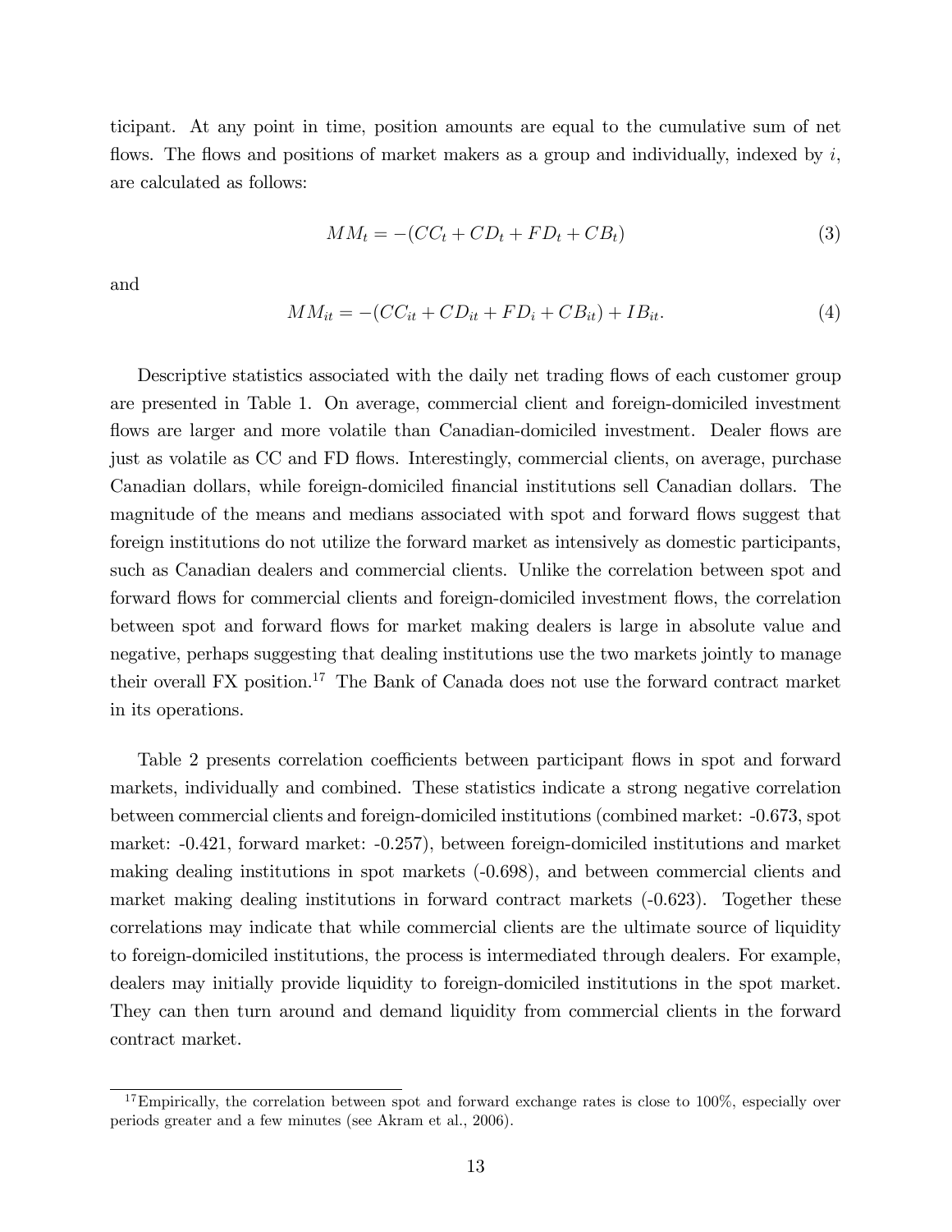ticipant. At any point in time, position amounts are equal to the cumulative sum of net flows. The flows and positions of market makers as a group and individually, indexed by $i$, are calculated as follows:

$$MM_t = -(CC_t + CD_t + FD_t + CB_t) \tag{3}$$

and

$$MM_{it} = -(CC_{it} + CD_{it} + FD_i + CB_{it}) + IB_{it}. \tag{4}$$

Descriptive statistics associated with the daily net trading flows of each customer group are presented in Table 1. On average, commercial client and foreign-domiciled investment flows are larger and more volatile than Canadian-domiciled investment. Dealer flows are just as volatile as CC and FD flows. Interestingly, commercial clients, on average, purchase Canadian dollars, while foreign-domiciled financial institutions sell Canadian dollars. The magnitude of the means and medians associated with spot and forward flows suggest that foreign institutions do not utilize the forward market as intensively as domestic participants, such as Canadian dealers and commercial clients. Unlike the correlation between spot and forward flows for commercial clients and foreign-domiciled investment flows, the correlation between spot and forward flows for market making dealers is large in absolute value and negative, perhaps suggesting that dealing institutions use the two markets jointly to manage their overall FX position.[17] The Bank of Canada does not use the forward contract market in its operations.

Table 2 presents correlation coefficients between participant flows in spot and forward markets, individually and combined. These statistics indicate a strong negative correlation between commercial clients and foreign-domiciled institutions (combined market: -0.673, spot market: -0.421, forward market: -0.257), between foreign-domiciled institutions and market making dealing institutions in spot markets (-0.698), and between commercial clients and market making dealing institutions in forward contract markets (-0.623). Together these correlations may indicate that while commercial clients are the ultimate source of liquidity to foreign-domiciled institutions, the process is intermediated through dealers. For example, dealers may initially provide liquidity to foreign-domiciled institutions in the spot market. They can then turn around and demand liquidity from commercial clients in the forward contract market.

[17] Empirically, the correlation between spot and forward exchange rates is close to 100%, especially over periods greater and a few minutes (see Akram et al., 2006).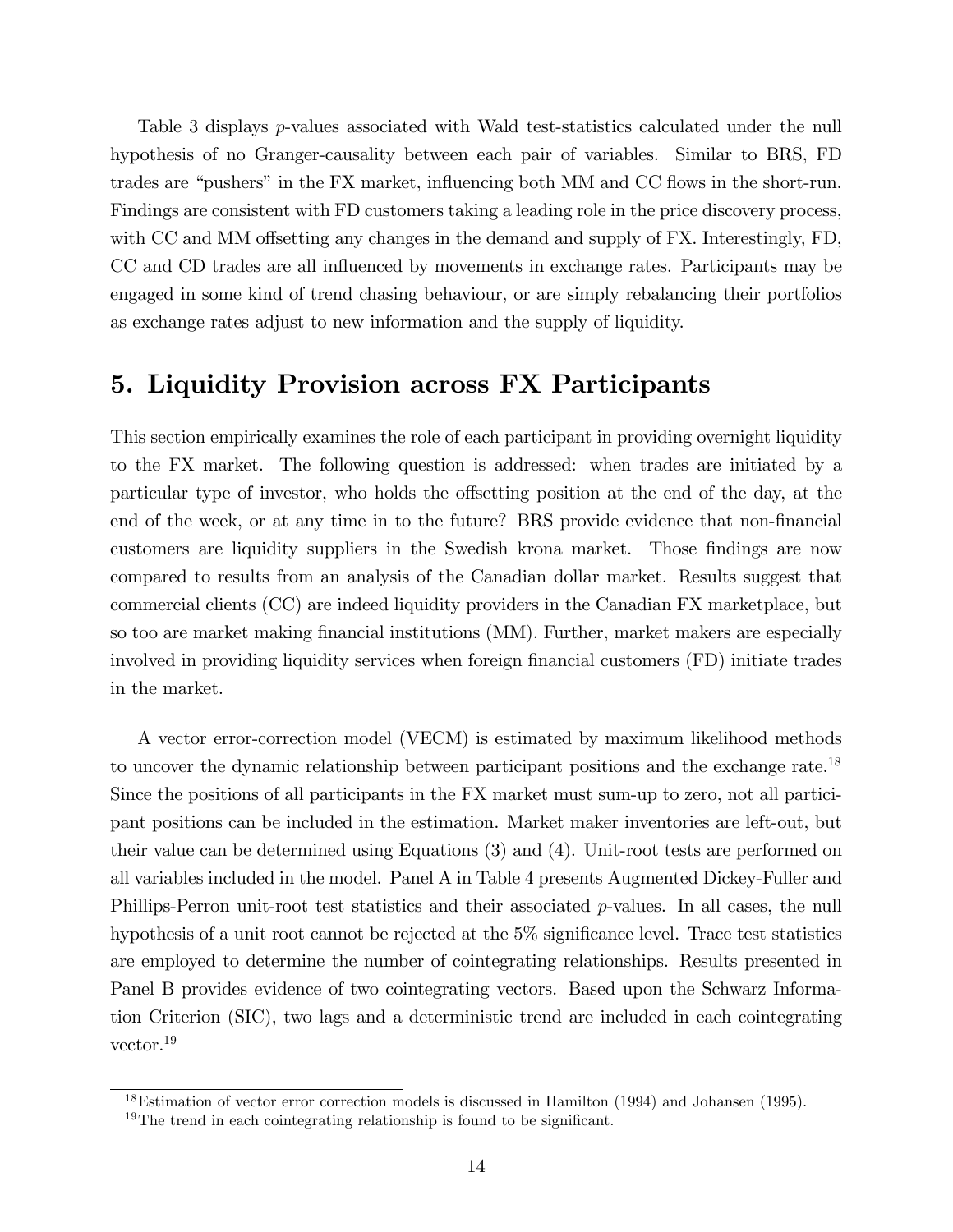Table 3 displays $p$-values associated with Wald test-statistics calculated under the null hypothesis of no Granger-causality between each pair of variables. Similar to BRS, FD trades are "pushers" in the FX market, influencing both MM and CC flows in the short-run. Findings are consistent with FD customers taking a leading role in the price discovery process, with CC and MM offsetting any changes in the demand and supply of FX. Interestingly, FD, CC and CD trades are all influenced by movements in exchange rates. Participants may be engaged in some kind of trend chasing behaviour, or are simply rebalancing their portfolios as exchange rates adjust to new information and the supply of liquidity.

## 5. Liquidity Provision across FX Participants

This section empirically examines the role of each participant in providing overnight liquidity to the FX market. The following question is addressed: when trades are initiated by a particular type of investor, who holds the offsetting position at the end of the day, at the end of the week, or at any time in to the future? BRS provide evidence that non-financial customers are liquidity suppliers in the Swedish krona market. Those findings are now compared to results from an analysis of the Canadian dollar market. Results suggest that commercial clients (CC) are indeed liquidity providers in the Canadian FX marketplace, but so too are market making financial institutions (MM). Further, market makers are especially involved in providing liquidity services when foreign financial customers (FD) initiate trades in the market.

A vector error-correction model (VECM) is estimated by maximum likelihood methods to uncover the dynamic relationship between participant positions and the exchange rate.[18] Since the positions of all participants in the FX market must sum-up to zero, not all participant positions can be included in the estimation. Market maker inventories are left-out, but their value can be determined using Equations (3) and (4). Unit-root tests are performed on all variables included in the model. Panel A in Table 4 presents Augmented Dickey-Fuller and Phillips-Perron unit-root test statistics and their associated $p$-values. In all cases, the null hypothesis of a unit root cannot be rejected at the 5% significance level. Trace test statistics are employed to determine the number of cointegrating relationships. Results presented in Panel B provides evidence of two cointegrating vectors. Based upon the Schwarz Information Criterion (SIC), two lags and a deterministic trend are included in each cointegrating vector.[19]

[18] Estimation of vector error correction models is discussed in Hamilton (1994) and Johansen (1995).

[19] The trend in each cointegrating relationship is found to be significant.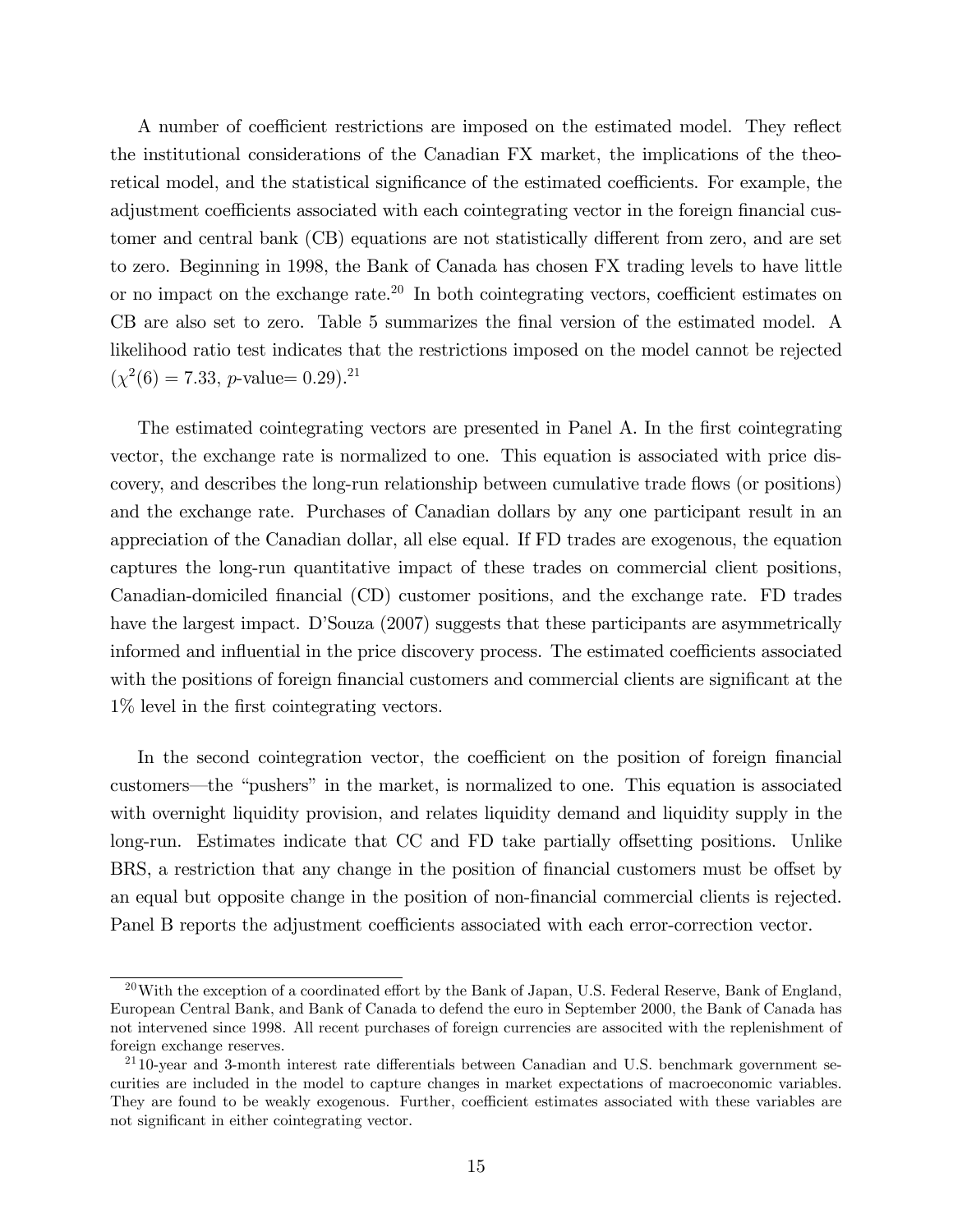A number of coefficient restrictions are imposed on the estimated model. They reflect the institutional considerations of the Canadian FX market, the implications of the theoretical model, and the statistical significance of the estimated coefficients. For example, the adjustment coefficients associated with each cointegrating vector in the foreign financial customer and central bank (CB) equations are not statistically different from zero, and are set to zero. Beginning in 1998, the Bank of Canada has chosen FX trading levels to have little or no impact on the exchange rate.[20] In both cointegrating vectors, coefficient estimates on CB are also set to zero. Table 5 summarizes the final version of the estimated model. A likelihood ratio test indicates that the restrictions imposed on the model cannot be rejected ($\chi^2(6) = 7.33$, $p$-value= 0.29).[21]

The estimated cointegrating vectors are presented in Panel A. In the first cointegrating vector, the exchange rate is normalized to one. This equation is associated with price discovery, and describes the long-run relationship between cumulative trade flows (or positions) and the exchange rate. Purchases of Canadian dollars by any one participant result in an appreciation of the Canadian dollar, all else equal. If FD trades are exogenous, the equation captures the long-run quantitative impact of these trades on commercial client positions, Canadian-domiciled financial (CD) customer positions, and the exchange rate. FD trades have the largest impact. D'Souza (2007) suggests that these participants are asymmetrically informed and influential in the price discovery process. The estimated coefficients associated with the positions of foreign financial customers and commercial clients are significant at the 1% level in the first cointegrating vectors.

In the second cointegration vector, the coefficient on the position of foreign financial customers—the "pushers" in the market, is normalized to one. This equation is associated with overnight liquidity provision, and relates liquidity demand and liquidity supply in the long-run. Estimates indicate that CC and FD take partially offsetting positions. Unlike BRS, a restriction that any change in the position of financial customers must be offset by an equal but opposite change in the position of non-financial commercial clients is rejected. Panel B reports the adjustment coefficients associated with each error-correction vector.

[20] With the exception of a coordinated effort by the Bank of Japan, U.S. Federal Reserve, Bank of England, European Central Bank, and Bank of Canada to defend the euro in September 2000, the Bank of Canada has not intervened since 1998. All recent purchases of foreign currencies are associted with the replenishment of foreign exchange reserves.

[21] 10-year and 3-month interest rate differentials between Canadian and U.S. benchmark government securities are included in the model to capture changes in market expectations of macroeconomic variables. They are found to be weakly exogenous. Further, coefficient estimates associated with these variables are not significant in either cointegrating vector.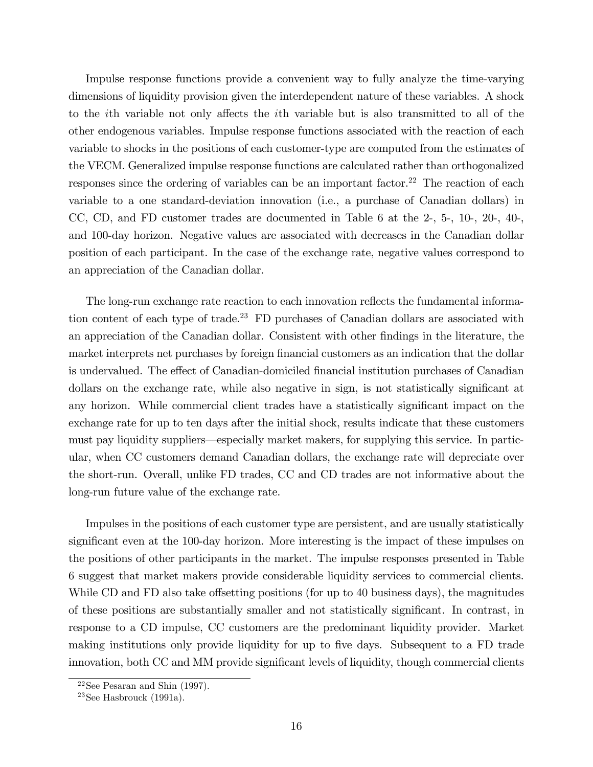Impulse response functions provide a convenient way to fully analyze the time-varying dimensions of liquidity provision given the interdependent nature of these variables. A shock to the $i$th variable not only affects the $i$th variable but is also transmitted to all of the other endogenous variables. Impulse response functions associated with the reaction of each variable to shocks in the positions of each customer-type are computed from the estimates of the VECM. Generalized impulse response functions are calculated rather than orthogonalized responses since the ordering of variables can be an important factor.[22] The reaction of each variable to a one standard-deviation innovation (i.e., a purchase of Canadian dollars) in CC, CD, and FD customer trades are documented in Table 6 at the 2-, 5-, 10-, 20-, 40-, and 100-day horizon. Negative values are associated with decreases in the Canadian dollar position of each participant. In the case of the exchange rate, negative values correspond to an appreciation of the Canadian dollar.

The long-run exchange rate reaction to each innovation reflects the fundamental information content of each type of trade.[23] FD purchases of Canadian dollars are associated with an appreciation of the Canadian dollar. Consistent with other findings in the literature, the market interprets net purchases by foreign financial customers as an indication that the dollar is undervalued. The effect of Canadian-domiciled financial institution purchases of Canadian dollars on the exchange rate, while also negative in sign, is not statistically significant at any horizon. While commercial client trades have a statistically significant impact on the exchange rate for up to ten days after the initial shock, results indicate that these customers must pay liquidity suppliers—especially market makers, for supplying this service. In particular, when CC customers demand Canadian dollars, the exchange rate will depreciate over the short-run. Overall, unlike FD trades, CC and CD trades are not informative about the long-run future value of the exchange rate.

Impulses in the positions of each customer type are persistent, and are usually statistically significant even at the 100-day horizon. More interesting is the impact of these impulses on the positions of other participants in the market. The impulse responses presented in Table 6 suggest that market makers provide considerable liquidity services to commercial clients. While CD and FD also take offsetting positions (for up to 40 business days), the magnitudes of these positions are substantially smaller and not statistically significant. In contrast, in response to a CD impulse, CC customers are the predominant liquidity provider. Market making institutions only provide liquidity for up to five days. Subsequent to a FD trade innovation, both CC and MM provide significant levels of liquidity, though commercial clients

[22] See Pesaran and Shin (1997).

[23] See Hasbrouck (1991a).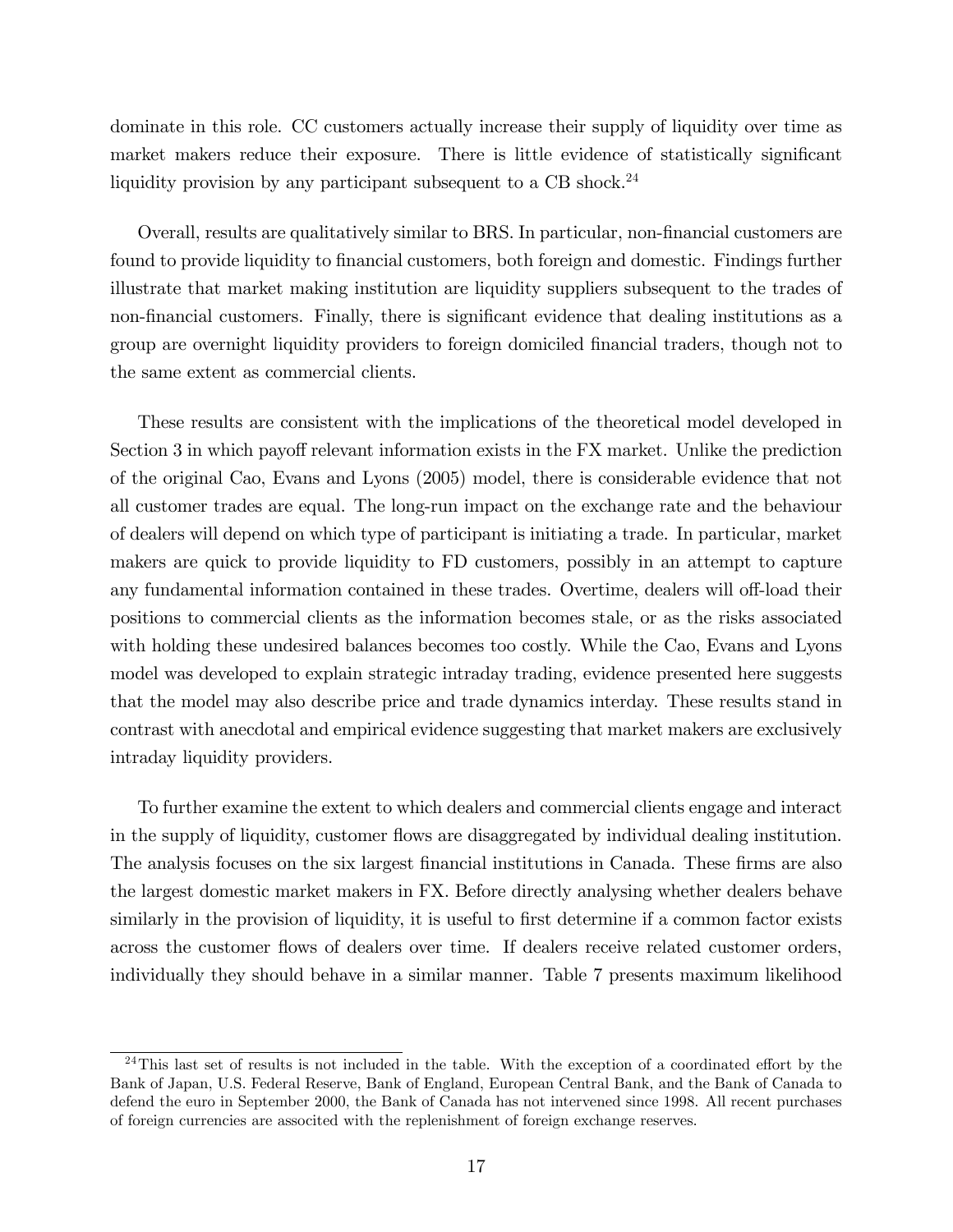dominate in this role. CC customers actually increase their supply of liquidity over time as market makers reduce their exposure. There is little evidence of statistically significant liquidity provision by any participant subsequent to a CB shock.[24]

Overall, results are qualitatively similar to BRS. In particular, non-financial customers are found to provide liquidity to financial customers, both foreign and domestic. Findings further illustrate that market making institution are liquidity suppliers subsequent to the trades of non-financial customers. Finally, there is significant evidence that dealing institutions as a group are overnight liquidity providers to foreign domiciled financial traders, though not to the same extent as commercial clients.

These results are consistent with the implications of the theoretical model developed in Section 3 in which payoff relevant information exists in the FX market. Unlike the prediction of the original Cao, Evans and Lyons (2005) model, there is considerable evidence that not all customer trades are equal. The long-run impact on the exchange rate and the behaviour of dealers will depend on which type of participant is initiating a trade. In particular, market makers are quick to provide liquidity to FD customers, possibly in an attempt to capture any fundamental information contained in these trades. Overtime, dealers will off-load their positions to commercial clients as the information becomes stale, or as the risks associated with holding these undesired balances becomes too costly. While the Cao, Evans and Lyons model was developed to explain strategic intraday trading, evidence presented here suggests that the model may also describe price and trade dynamics interday. These results stand in contrast with anecdotal and empirical evidence suggesting that market makers are exclusively intraday liquidity providers.

To further examine the extent to which dealers and commercial clients engage and interact in the supply of liquidity, customer flows are disaggregated by individual dealing institution. The analysis focuses on the six largest financial institutions in Canada. These firms are also the largest domestic market makers in FX. Before directly analysing whether dealers behave similarly in the provision of liquidity, it is useful to first determine if a common factor exists across the customer flows of dealers over time. If dealers receive related customer orders, individually they should behave in a similar manner. Table 7 presents maximum likelihood

[24] This last set of results is not included in the table. With the exception of a coordinated effort by the Bank of Japan, U.S. Federal Reserve, Bank of England, European Central Bank, and the Bank of Canada to defend the euro in September 2000, the Bank of Canada has not intervened since 1998. All recent purchases of foreign currencies are associted with the replenishment of foreign exchange reserves.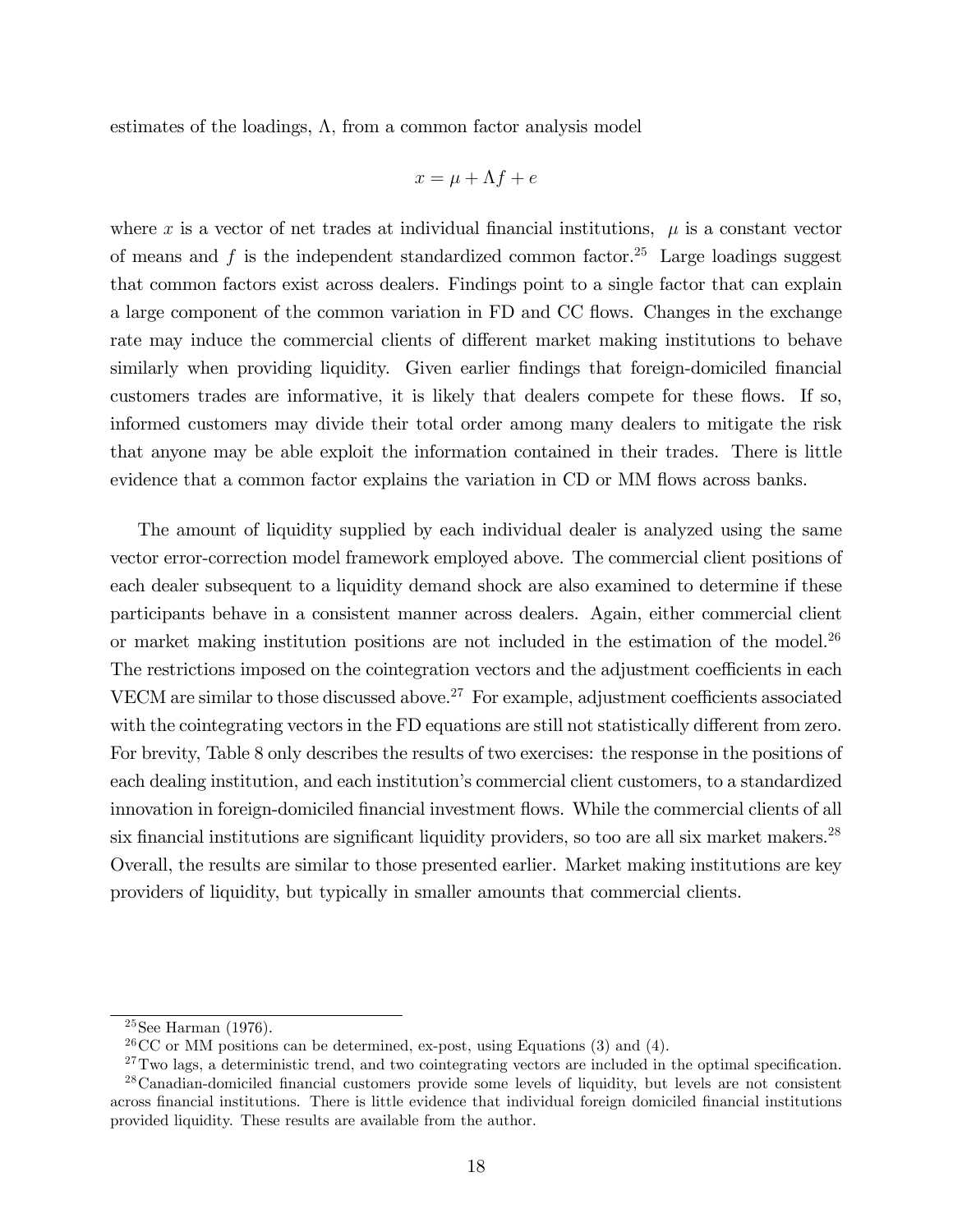estimates of the loadings, $\Lambda$, from a common factor analysis model

$$x = \mu + \Lambda f + e$$

where $x$ is a vector of net trades at individual financial institutions, $\mu$ is a constant vector of means and $f$ is the independent standardized common factor.[25] Large loadings suggest that common factors exist across dealers. Findings point to a single factor that can explain a large component of the common variation in FD and CC flows. Changes in the exchange rate may induce the commercial clients of different market making institutions to behave similarly when providing liquidity. Given earlier findings that foreign-domiciled financial customers trades are informative, it is likely that dealers compete for these flows. If so, informed customers may divide their total order among many dealers to mitigate the risk that anyone may be able exploit the information contained in their trades. There is little evidence that a common factor explains the variation in CD or MM flows across banks.

The amount of liquidity supplied by each individual dealer is analyzed using the same vector error-correction model framework employed above. The commercial client positions of each dealer subsequent to a liquidity demand shock are also examined to determine if these participants behave in a consistent manner across dealers. Again, either commercial client or market making institution positions are not included in the estimation of the model.[26] The restrictions imposed on the cointegration vectors and the adjustment coefficients in each VECM are similar to those discussed above.[27] For example, adjustment coefficients associated with the cointegrating vectors in the FD equations are still not statistically different from zero. For brevity, Table 8 only describes the results of two exercises: the response in the positions of each dealing institution, and each institution's commercial client customers, to a standardized innovation in foreign-domiciled financial investment flows. While the commercial clients of all six financial institutions are significant liquidity providers, so too are all six market makers.[28] Overall, the results are similar to those presented earlier. Market making institutions are key providers of liquidity, but typically in smaller amounts that commercial clients.

---

[25] See Harman (1976).

[26] CC or MM positions can be determined, ex-post, using Equations (3) and (4).

[27] Two lags, a deterministic trend, and two cointegrating vectors are included in the optimal specification.

[28] Canadian-domiciled financial customers provide some levels of liquidity, but levels are not consistent across financial institutions. There is little evidence that individual foreign domiciled financial institutions provided liquidity. These results are available from the author.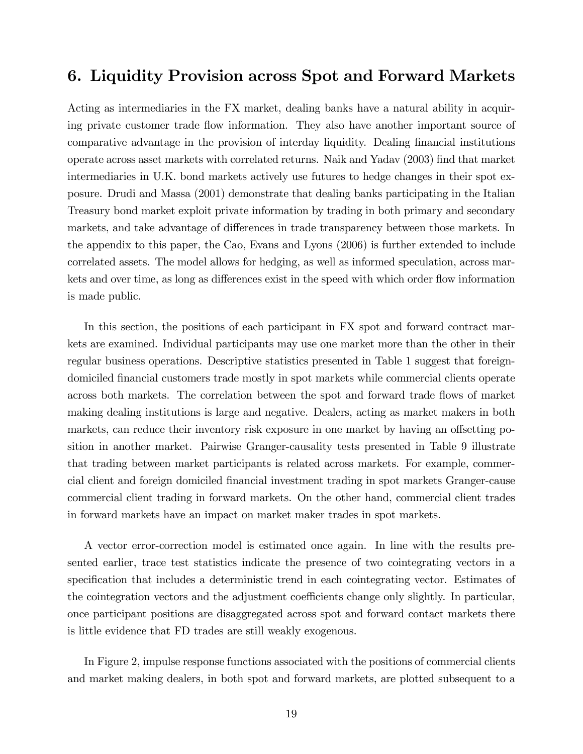## 6. Liquidity Provision across Spot and Forward Markets

Acting as intermediaries in the FX market, dealing banks have a natural ability in acquiring private customer trade flow information. They also have another important source of comparative advantage in the provision of interday liquidity. Dealing financial institutions operate across asset markets with correlated returns. Naik and Yadav (2003) find that market intermediaries in U.K. bond markets actively use futures to hedge changes in their spot exposure. Drudi and Massa (2001) demonstrate that dealing banks participating in the Italian Treasury bond market exploit private information by trading in both primary and secondary markets, and take advantage of differences in trade transparency between those markets. In the appendix to this paper, the Cao, Evans and Lyons (2006) is further extended to include correlated assets. The model allows for hedging, as well as informed speculation, across markets and over time, as long as differences exist in the speed with which order flow information is made public.

In this section, the positions of each participant in FX spot and forward contract markets are examined. Individual participants may use one market more than the other in their regular business operations. Descriptive statistics presented in Table 1 suggest that foreign-domiciled financial customers trade mostly in spot markets while commercial clients operate across both markets. The correlation between the spot and forward trade flows of market making dealing institutions is large and negative. Dealers, acting as market makers in both markets, can reduce their inventory risk exposure in one market by having an offsetting position in another market. Pairwise Granger-causality tests presented in Table 9 illustrate that trading between market participants is related across markets. For example, commercial client and foreign domiciled financial investment trading in spot markets Granger-cause commercial client trading in forward markets. On the other hand, commercial client trades in forward markets have an impact on market maker trades in spot markets.

A vector error-correction model is estimated once again. In line with the results presented earlier, trace test statistics indicate the presence of two cointegrating vectors in a specification that includes a deterministic trend in each cointegrating vector. Estimates of the cointegration vectors and the adjustment coefficients change only slightly. In particular, once participant positions are disaggregated across spot and forward contact markets there is little evidence that FD trades are still weakly exogenous.

In Figure 2, impulse response functions associated with the positions of commercial clients and market making dealers, in both spot and forward markets, are plotted subsequent to a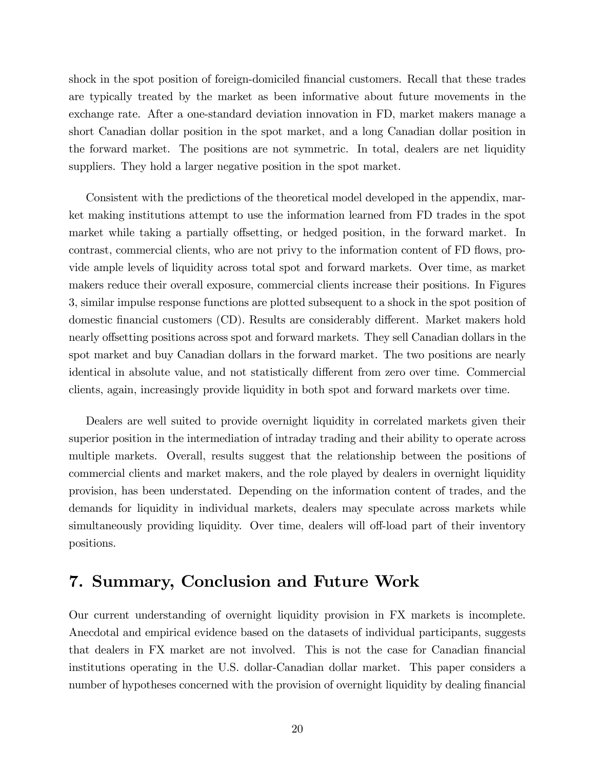shock in the spot position of foreign-domiciled financial customers. Recall that these trades are typically treated by the market as been informative about future movements in the exchange rate. After a one-standard deviation innovation in FD, market makers manage a short Canadian dollar position in the spot market, and a long Canadian dollar position in the forward market. The positions are not symmetric. In total, dealers are net liquidity suppliers. They hold a larger negative position in the spot market.

Consistent with the predictions of the theoretical model developed in the appendix, market making institutions attempt to use the information learned from FD trades in the spot market while taking a partially offsetting, or hedged position, in the forward market. In contrast, commercial clients, who are not privy to the information content of FD flows, provide ample levels of liquidity across total spot and forward markets. Over time, as market makers reduce their overall exposure, commercial clients increase their positions. In Figures 3, similar impulse response functions are plotted subsequent to a shock in the spot position of domestic financial customers (CD). Results are considerably different. Market makers hold nearly offsetting positions across spot and forward markets. They sell Canadian dollars in the spot market and buy Canadian dollars in the forward market. The two positions are nearly identical in absolute value, and not statistically different from zero over time. Commercial clients, again, increasingly provide liquidity in both spot and forward markets over time.

Dealers are well suited to provide overnight liquidity in correlated markets given their superior position in the intermediation of intraday trading and their ability to operate across multiple markets. Overall, results suggest that the relationship between the positions of commercial clients and market makers, and the role played by dealers in overnight liquidity provision, has been understated. Depending on the information content of trades, and the demands for liquidity in individual markets, dealers may speculate across markets while simultaneously providing liquidity. Over time, dealers will off-load part of their inventory positions.

# 7. Summary, Conclusion and Future Work

Our current understanding of overnight liquidity provision in FX markets is incomplete. Anecdotal and empirical evidence based on the datasets of individual participants, suggests that dealers in FX market are not involved. This is not the case for Canadian financial institutions operating in the U.S. dollar-Canadian dollar market. This paper considers a number of hypotheses concerned with the provision of overnight liquidity by dealing financial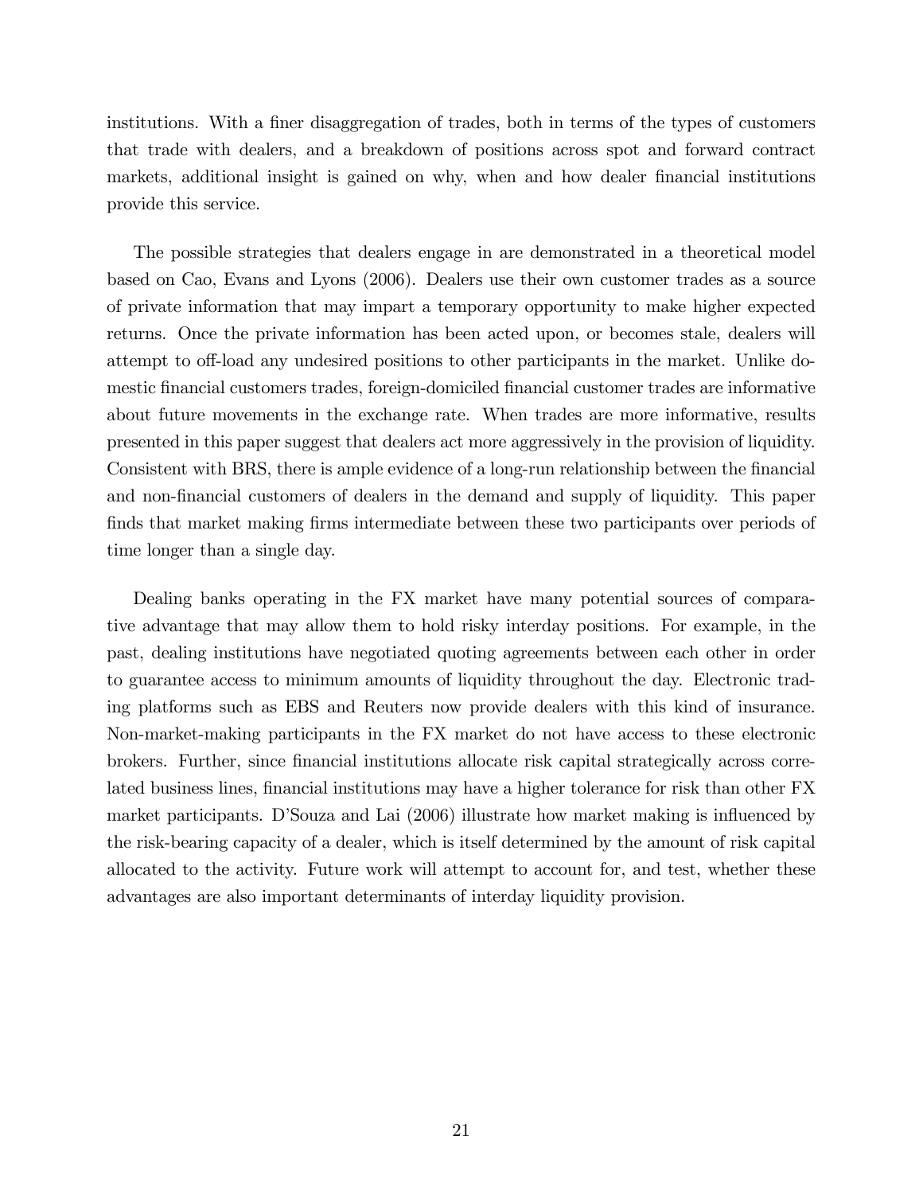institutions. With a finer disaggregation of trades, both in terms of the types of customers that trade with dealers, and a breakdown of positions across spot and forward contract markets, additional insight is gained on why, when and how dealer financial institutions provide this service.

The possible strategies that dealers engage in are demonstrated in a theoretical model based on Cao, Evans and Lyons (2006). Dealers use their own customer trades as a source of private information that may impart a temporary opportunity to make higher expected returns. Once the private information has been acted upon, or becomes stale, dealers will attempt to off-load any undesired positions to other participants in the market. Unlike domestic financial customers trades, foreign-domiciled financial customer trades are informative about future movements in the exchange rate. When trades are more informative, results presented in this paper suggest that dealers act more aggressively in the provision of liquidity. Consistent with BRS, there is ample evidence of a long-run relationship between the financial and non-financial customers of dealers in the demand and supply of liquidity. This paper finds that market making firms intermediate between these two participants over periods of time longer than a single day.

Dealing banks operating in the FX market have many potential sources of comparative advantage that may allow them to hold risky interday positions. For example, in the past, dealing institutions have negotiated quoting agreements between each other in order to guarantee access to minimum amounts of liquidity throughout the day. Electronic trading platforms such as EBS and Reuters now provide dealers with this kind of insurance. Non-market-making participants in the FX market do not have access to these electronic brokers. Further, since financial institutions allocate risk capital strategically across correlated business lines, financial institutions may have a higher tolerance for risk than other FX market participants. D'Souza and Lai (2006) illustrate how market making is influenced by the risk-bearing capacity of a dealer, which is itself determined by the amount of risk capital allocated to the activity. Future work will attempt to account for, and test, whether these advantages are also important determinants of interday liquidity provision.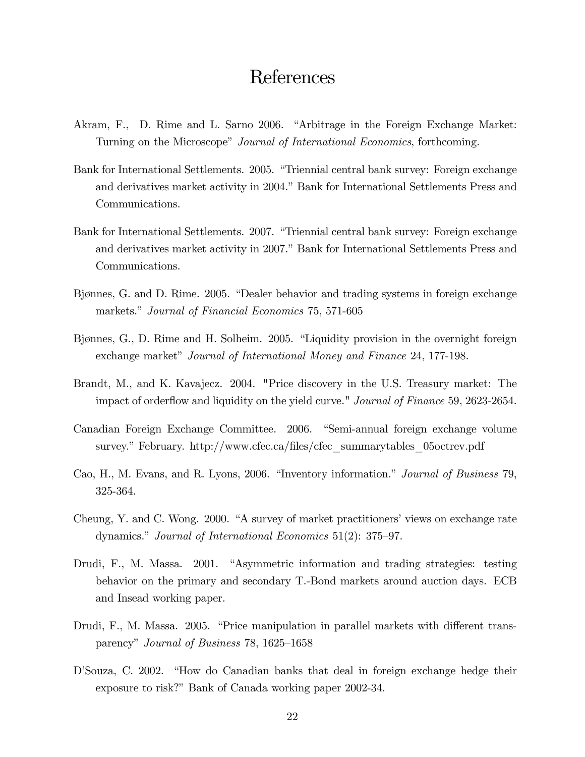# References

Akram, F., D. Rime and L. Sarno 2006. "Arbitrage in the Foreign Exchange Market: Turning on the Microscope" *Journal of International Economics*, forthcoming.

Bank for International Settlements. 2005. "Triennial central bank survey: Foreign exchange and derivatives market activity in 2004." Bank for International Settlements Press and Communications.

Bank for International Settlements. 2007. "Triennial central bank survey: Foreign exchange and derivatives market activity in 2007." Bank for International Settlements Press and Communications.

Bjønnes, G. and D. Rime. 2005. "Dealer behavior and trading systems in foreign exchange markets." *Journal of Financial Economics* 75, 571-605

Bjønnes, G., D. Rime and H. Solheim. 2005. "Liquidity provision in the overnight foreign exchange market" *Journal of International Money and Finance* 24, 177-198.

Brandt, M., and K. Kavajecz. 2004. "Price discovery in the U.S. Treasury market: The impact of orderflow and liquidity on the yield curve." *Journal of Finance* 59, 2623-2654.

Canadian Foreign Exchange Committee. 2006. "Semi-annual foreign exchange volume survey." February. http://www.cfec.ca/files/cfec_summarytables_05octrev.pdf

Cao, H., M. Evans, and R. Lyons, 2006. "Inventory information." *Journal of Business* 79, 325-364.

Cheung, Y. and C. Wong. 2000. "A survey of market practitioners' views on exchange rate dynamics." *Journal of International Economics* 51(2): 375–97.

Drudi, F., M. Massa. 2001. "Asymmetric information and trading strategies: testing behavior on the primary and secondary T.-Bond markets around auction days. ECB and Insead working paper.

Drudi, F., M. Massa. 2005. "Price manipulation in parallel markets with different transparency" *Journal of Business* 78, 1625–1658

D'Souza, C. 2002. "How do Canadian banks that deal in foreign exchange hedge their exposure to risk?" Bank of Canada working paper 2002-34.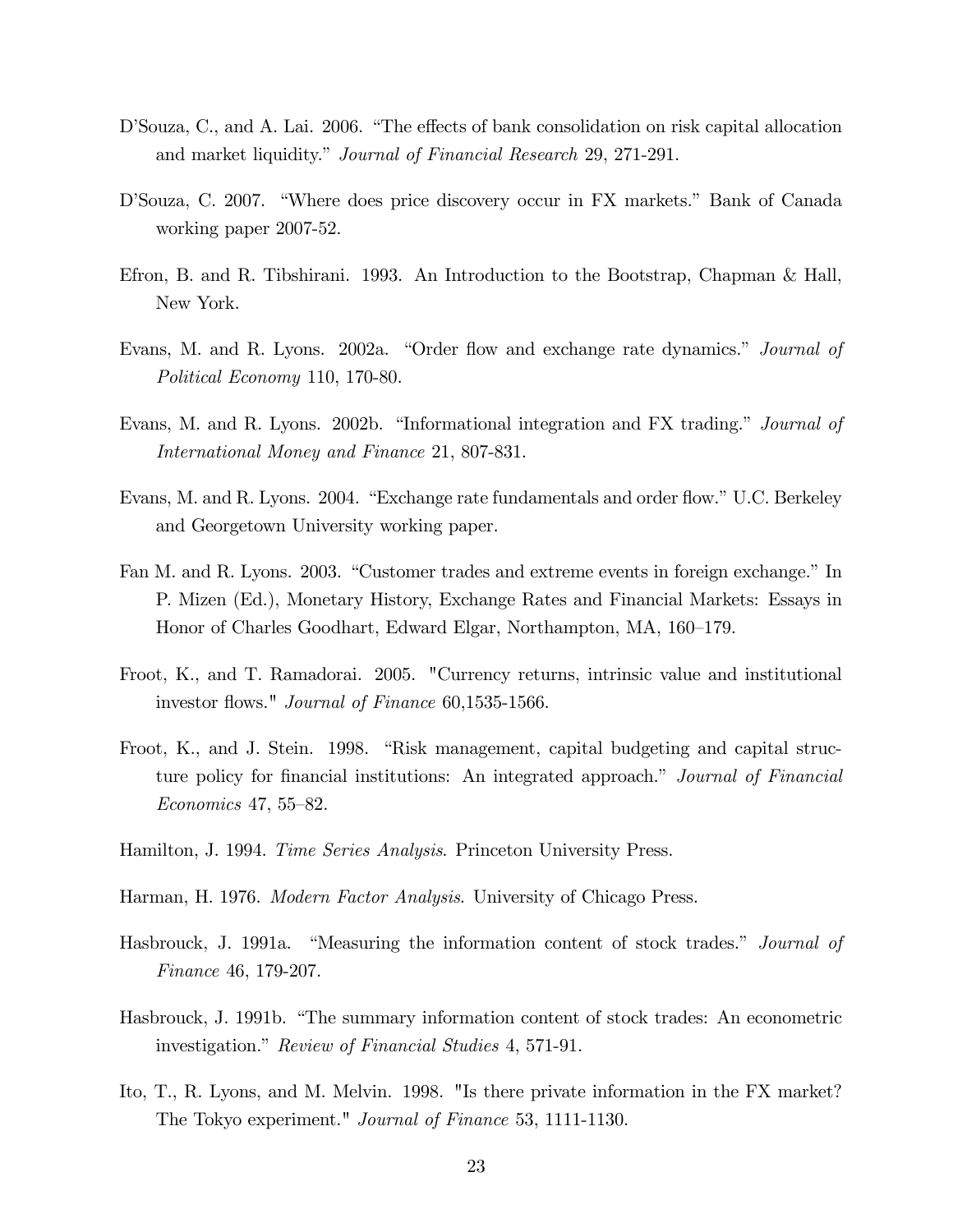D'Souza, C., and A. Lai. 2006. "The effects of bank consolidation on risk capital allocation and market liquidity." *Journal of Financial Research* 29, 271-291.

D'Souza, C. 2007. "Where does price discovery occur in FX markets." Bank of Canada working paper 2007-52.

Efron, B. and R. Tibshirani. 1993. An Introduction to the Bootstrap, Chapman & Hall, New York.

Evans, M. and R. Lyons. 2002a. "Order flow and exchange rate dynamics." *Journal of Political Economy* 110, 170-80.

Evans, M. and R. Lyons. 2002b. "Informational integration and FX trading." *Journal of International Money and Finance* 21, 807-831.

Evans, M. and R. Lyons. 2004. "Exchange rate fundamentals and order flow." U.C. Berkeley and Georgetown University working paper.

Fan M. and R. Lyons. 2003. "Customer trades and extreme events in foreign exchange." In P. Mizen (Ed.), Monetary History, Exchange Rates and Financial Markets: Essays in Honor of Charles Goodhart, Edward Elgar, Northampton, MA, 160–179.

Froot, K., and T. Ramadorai. 2005. "Currency returns, intrinsic value and institutional investor flows." *Journal of Finance* 60,1535-1566.

Froot, K., and J. Stein. 1998. "Risk management, capital budgeting and capital structure policy for financial institutions: An integrated approach." *Journal of Financial Economics* 47, 55–82.

Hamilton, J. 1994. *Time Series Analysis*. Princeton University Press.

Harman, H. 1976. *Modern Factor Analysis*. University of Chicago Press.

Hasbrouck, J. 1991a. "Measuring the information content of stock trades." *Journal of Finance* 46, 179-207.

Hasbrouck, J. 1991b. "The summary information content of stock trades: An econometric investigation." *Review of Financial Studies* 4, 571-91.

Ito, T., R. Lyons, and M. Melvin. 1998. "Is there private information in the FX market? The Tokyo experiment." *Journal of Finance* 53, 1111-1130.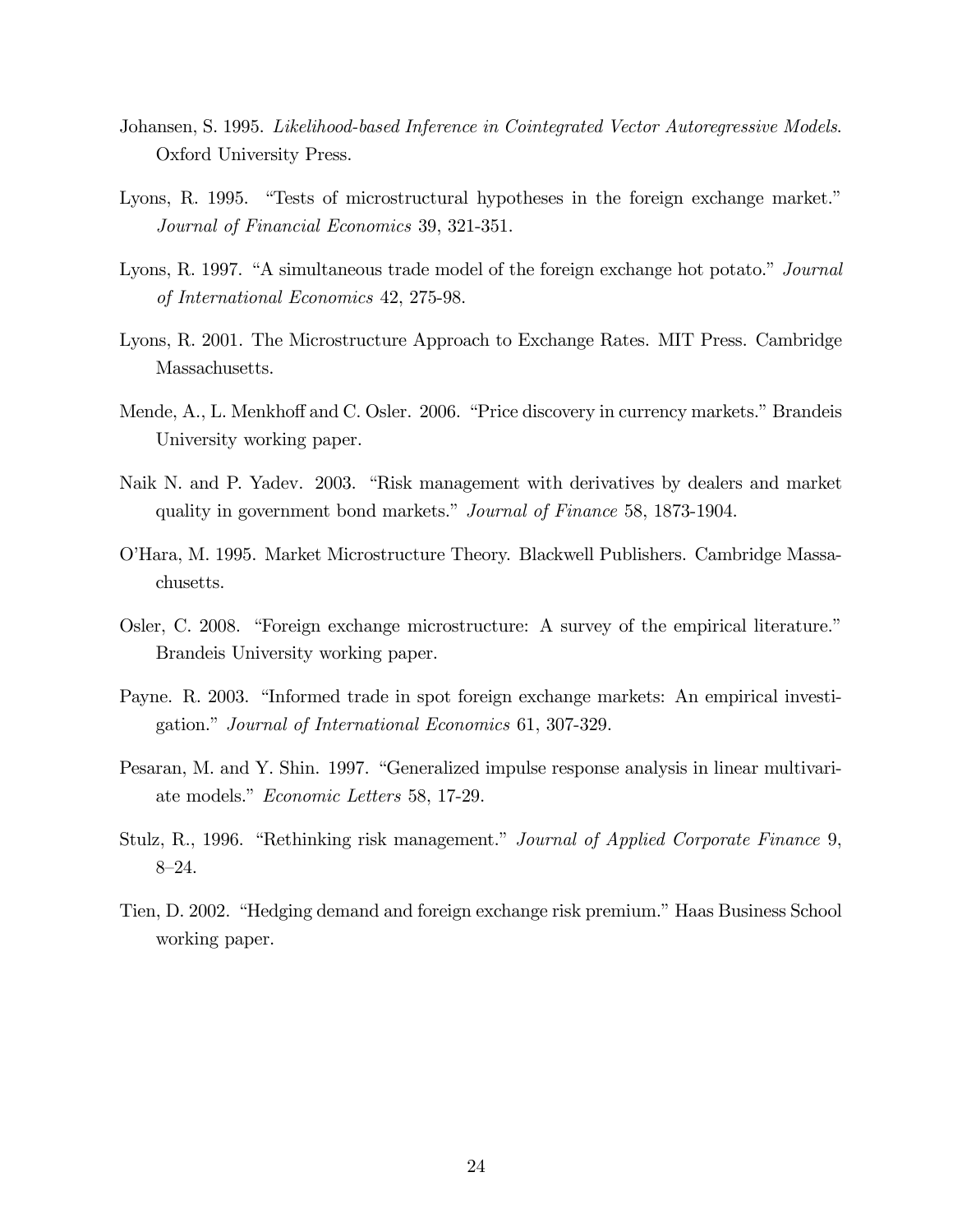Johansen, S. 1995. *Likelihood-based Inference in Cointegrated Vector Autoregressive Models*. Oxford University Press.

Lyons, R. 1995. "Tests of microstructural hypotheses in the foreign exchange market." *Journal of Financial Economics* 39, 321-351.

Lyons, R. 1997. "A simultaneous trade model of the foreign exchange hot potato." *Journal of International Economics* 42, 275-98.

Lyons, R. 2001. The Microstructure Approach to Exchange Rates. MIT Press. Cambridge Massachusetts.

Mende, A., L. Menkhoff and C. Osler. 2006. "Price discovery in currency markets." Brandeis University working paper.

Naik N. and P. Yadev. 2003. "Risk management with derivatives by dealers and market quality in government bond markets." *Journal of Finance* 58, 1873-1904.

O'Hara, M. 1995. Market Microstructure Theory. Blackwell Publishers. Cambridge Massachusetts.

Osler, C. 2008. "Foreign exchange microstructure: A survey of the empirical literature." Brandeis University working paper.

Payne. R. 2003. "Informed trade in spot foreign exchange markets: An empirical investigation." *Journal of International Economics* 61, 307-329.

Pesaran, M. and Y. Shin. 1997. "Generalized impulse response analysis in linear multivariate models." *Economic Letters* 58, 17-29.

Stulz, R., 1996. "Rethinking risk management." *Journal of Applied Corporate Finance* 9, 8–24.

Tien, D. 2002. "Hedging demand and foreign exchange risk premium." Haas Business School working paper.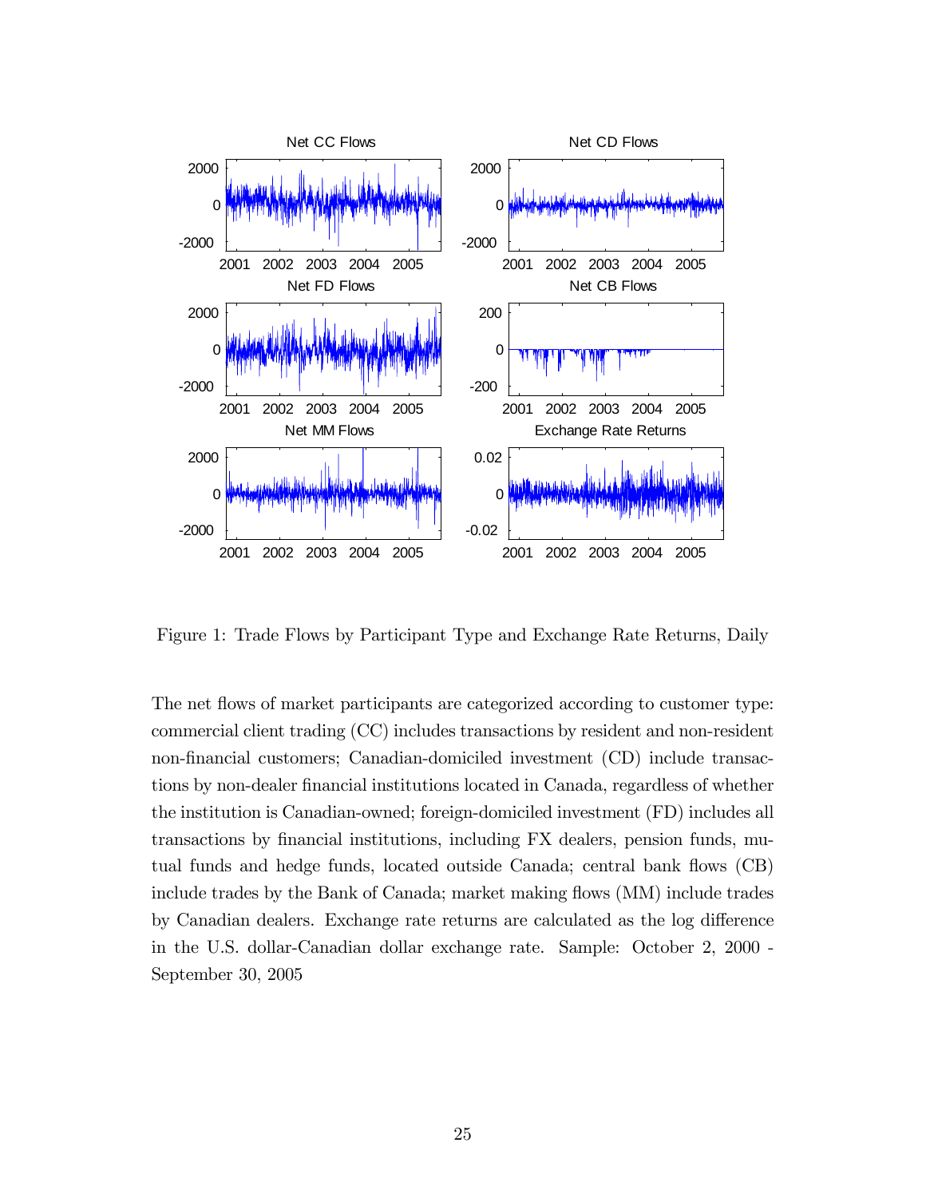Figure 1: Trade Flows by Participant Type and Exchange Rate Returns, Daily

The net flows of market participants are categorized according to customer type: commercial client trading (CC) includes transactions by resident and non-resident non-financial customers; Canadian-domiciled investment (CD) include transactions by non-dealer financial institutions located in Canada, regardless of whether the institution is Canadian-owned; foreign-domiciled investment (FD) includes all transactions by financial institutions, including FX dealers, pension funds, mutual funds and hedge funds, located outside Canada; central bank flows (CB) include trades by the Bank of Canada; market making flows (MM) include trades by Canadian dealers. Exchange rate returns are calculated as the log difference in the U.S. dollar-Canadian dollar exchange rate. Sample: October 2, 2000 - September 30, 2005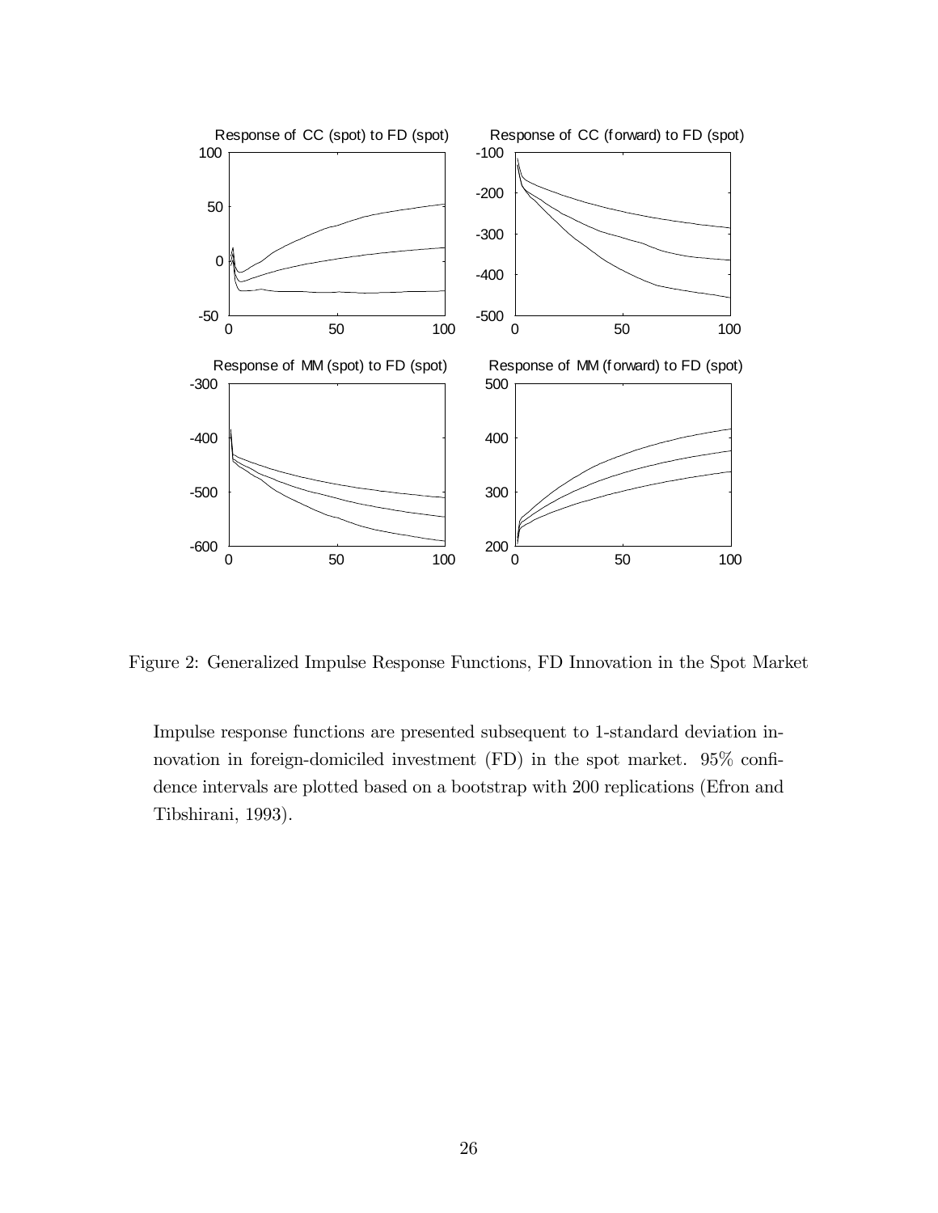Figure 2: Generalized Impulse Response Functions, FD Innovation in the Spot Market

Impulse response functions are presented subsequent to 1-standard deviation innovation in foreign-domiciled investment (FD) in the spot market. 95% confidence intervals are plotted based on a bootstrap with 200 replications (Efron and Tibshirani, 1993).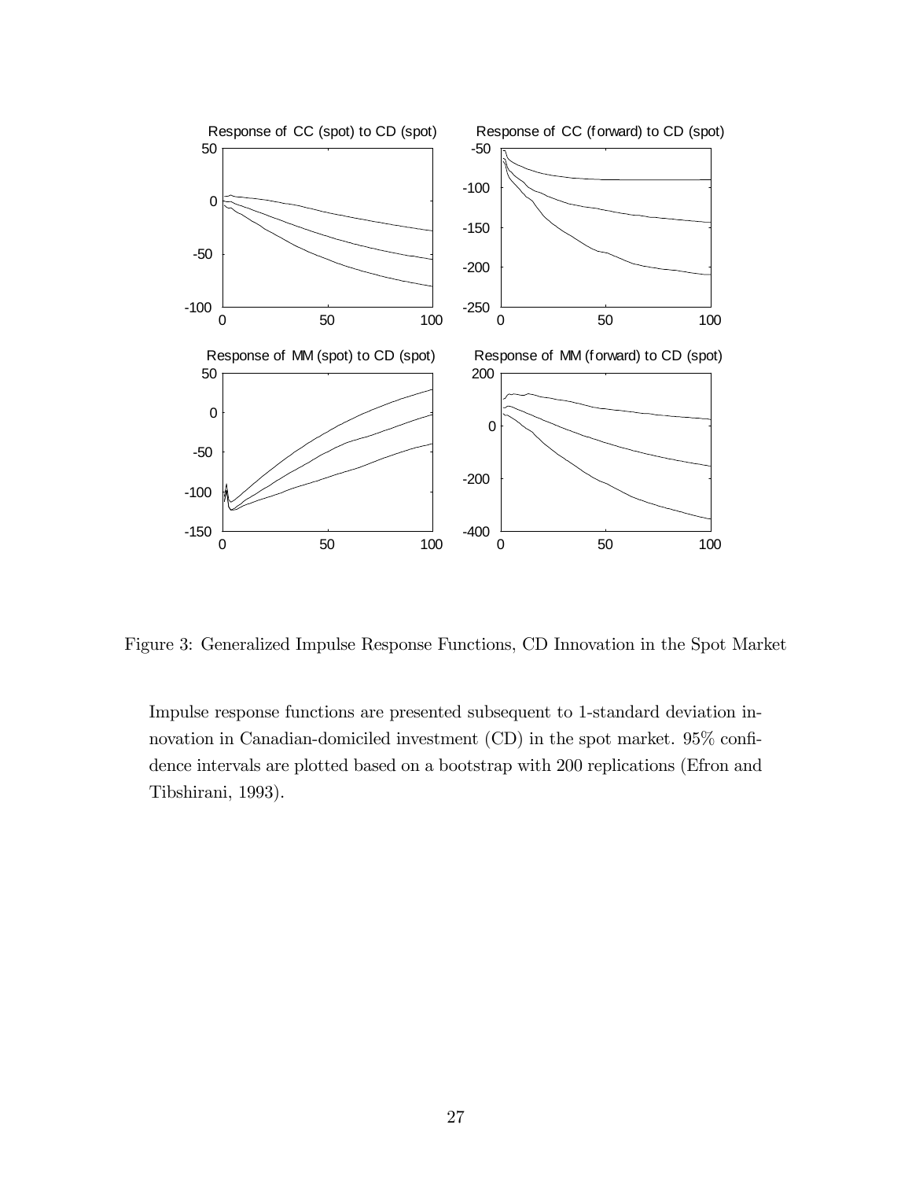Figure 3: Generalized Impulse Response Functions, CD Innovation in the Spot Market

Impulse response functions are presented subsequent to 1-standard deviation innovation in Canadian-domiciled investment (CD) in the spot market. 95% confidence intervals are plotted based on a bootstrap with 200 replications (Efron and Tibshirani, 1993).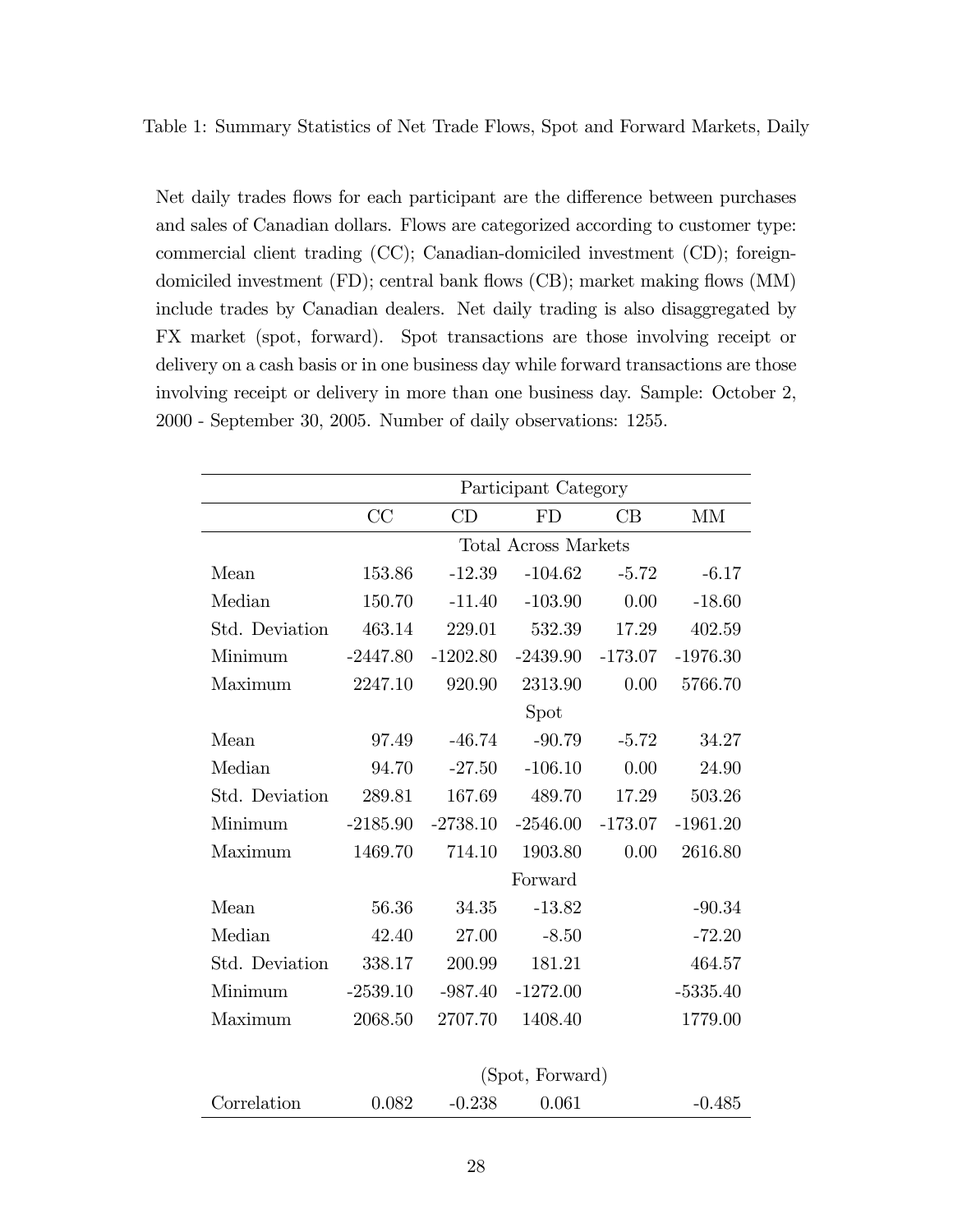Table 1: Summary Statistics of Net Trade Flows, Spot and Forward Markets, Daily

Net daily trades flows for each participant are the difference between purchases and sales of Canadian dollars. Flows are categorized according to customer type: commercial client trading (CC); Canadian-domiciled investment (CD); foreign-domiciled investment (FD); central bank flows (CB); market making flows (MM) include trades by Canadian dealers. Net daily trading is also disaggregated by FX market (spot, forward). Spot transactions are those involving receipt or delivery on a cash basis or in one business day while forward transactions are those involving receipt or delivery in more than one business day. Sample: October 2, 2000 - September 30, 2005. Number of daily observations: 1255.

| | Participant Category | | | | |
|---|---|---|---|---|---|
| | CC | CD | FD | CB | MM |
| | Total Across Markets | | | | |
| Mean | 153.86 | -12.39 | -104.62 | -5.72 | -6.17 |
| Median | 150.70 | -11.40 | -103.90 | 0.00 | -18.60 |
| Std. Deviation | 463.14 | 229.01 | 532.39 | 17.29 | 402.59 |
| Minimum | -2447.80 | -1202.80 | -2439.90 | -173.07 | -1976.30 |
| Maximum | 2247.10 | 920.90 | 2313.90 | 0.00 | 5766.70 |
| | Spot | | | | |
| Mean | 97.49 | -46.74 | -90.79 | -5.72 | 34.27 |
| Median | 94.70 | -27.50 | -106.10 | 0.00 | 24.90 |
| Std. Deviation | 289.81 | 167.69 | 489.70 | 17.29 | 503.26 |
| Minimum | -2185.90 | -2738.10 | -2546.00 | -173.07 | -1961.20 |
| Maximum | 1469.70 | 714.10 | 1903.80 | 0.00 | 2616.80 |
| | Forward | | | | |
| Mean | 56.36 | 34.35 | -13.82 | | -90.34 |
| Median | 42.40 | 27.00 | -8.50 | | -72.20 |
| Std. Deviation | 338.17 | 200.99 | 181.21 | | 464.57 |
| Minimum | -2539.10 | -987.40 | -1272.00 | | -5335.40 |
| Maximum | 2068.50 | 2707.70 | 1408.40 | | 1779.00 |
| | (Spot, Forward) | | | | |
| Correlation | 0.082 | -0.238 | 0.061 | | -0.485 |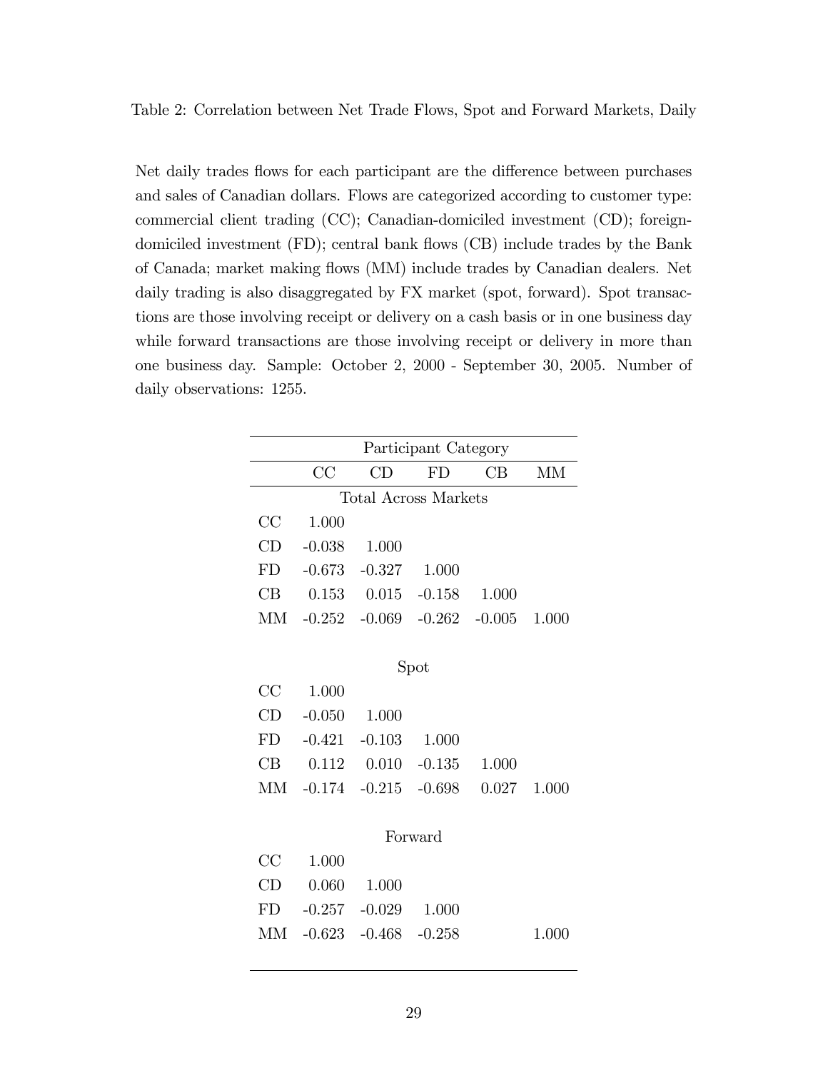Table 2: Correlation between Net Trade Flows, Spot and Forward Markets, Daily

Net daily trades flows for each participant are the difference between purchases and sales of Canadian dollars. Flows are categorized according to customer type: commercial client trading (CC); Canadian-domiciled investment (CD); foreign-domiciled investment (FD); central bank flows (CB) include trades by the Bank of Canada; market making flows (MM) include trades by Canadian dealers. Net daily trading is also disaggregated by FX market (spot, forward). Spot transactions are those involving receipt or delivery on a cash basis or in one business day while forward transactions are those involving receipt or delivery in more than one business day. Sample: October 2, 2000 - September 30, 2005. Number of daily observations: 1255.

| | Participant Category | | | | |
|---|---|---|---|---|---|
| | CC | CD | FD | CB | MM |
| | **Total Across Markets** | | | | |
| CC | 1.000 | | | | |
| CD | -0.038 | 1.000 | | | |
| FD | -0.673 | -0.327 | 1.000 | | |
| CB | 0.153 | 0.015 | -0.158 | 1.000 | |
| MM | -0.252 | -0.069 | -0.262 | -0.005 | 1.000 |
| | **Spot** | | | | |
| CC | 1.000 | | | | |
| CD | -0.050 | 1.000 | | | |
| FD | -0.421 | -0.103 | 1.000 | | |
| CB | 0.112 | 0.010 | -0.135 | 1.000 | |
| MM | -0.174 | -0.215 | -0.698 | 0.027 | 1.000 |
| | **Forward** | | | | |
| CC | 1.000 | | | | |
| CD | 0.060 | 1.000 | | | |
| FD | -0.257 | -0.029 | 1.000 | | |
| MM | -0.623 | -0.468 | -0.258 | | 1.000 |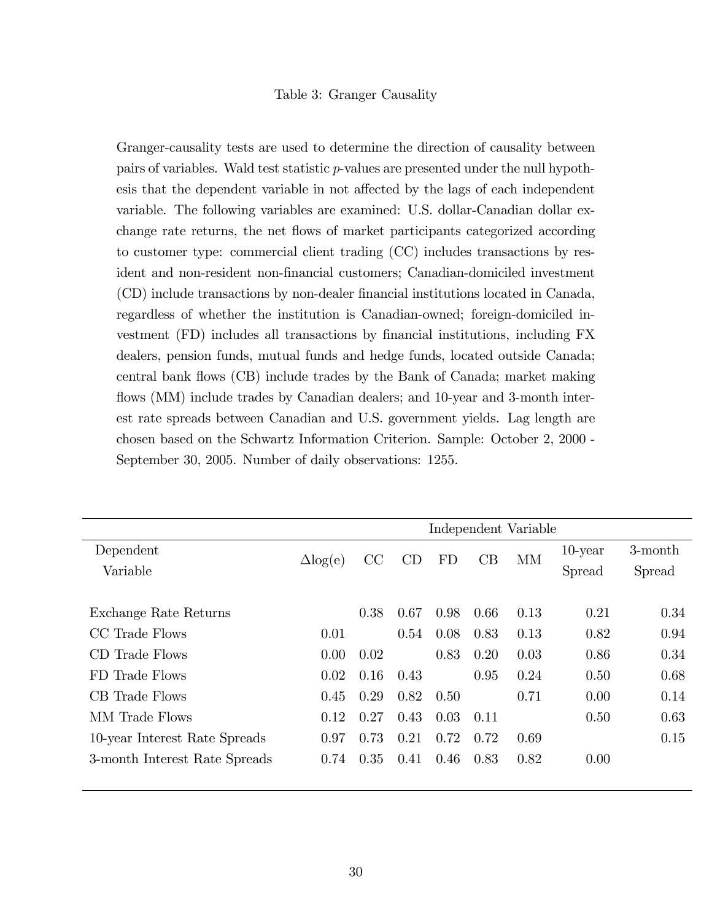Table 3: Granger Causality

Granger-causality tests are used to determine the direction of causality between pairs of variables. Wald test statistic $p$-values are presented under the null hypothesis that the dependent variable in not affected by the lags of each independent variable. The following variables are examined: U.S. dollar-Canadian dollar exchange rate returns, the net flows of market participants categorized according to customer type: commercial client trading (CC) includes transactions by resident and non-resident non-financial customers; Canadian-domiciled investment (CD) include transactions by non-dealer financial institutions located in Canada, regardless of whether the institution is Canadian-owned; foreign-domiciled investment (FD) includes all transactions by financial institutions, including FX dealers, pension funds, mutual funds and hedge funds, located outside Canada; central bank flows (CB) include trades by the Bank of Canada; market making flows (MM) include trades by Canadian dealers; and 10-year and 3-month interest rate spreads between Canadian and U.S. government yields. Lag length are chosen based on the Schwartz Information Criterion. Sample: October 2, 2000 - September 30, 2005. Number of daily observations: 1255.

| | Independent Variable | | | | | | | |
|---|---|---|---|---|---|---|---|---|
| Dependent Variable | $\Delta\log(e)$ | CC | CD | FD | CB | MM | 10-year Spread | 3-month Spread |
| Exchange Rate Returns | | 0.38 | 0.67 | 0.98 | 0.66 | 0.13 | 0.21 | 0.34 |
| CC Trade Flows | 0.01 | | 0.54 | 0.08 | 0.83 | 0.13 | 0.82 | 0.94 |
| CD Trade Flows | 0.00 | 0.02 | | 0.83 | 0.20 | 0.03 | 0.86 | 0.34 |
| FD Trade Flows | 0.02 | 0.16 | 0.43 | | 0.95 | 0.24 | 0.50 | 0.68 |
| CB Trade Flows | 0.45 | 0.29 | 0.82 | 0.50 | | 0.71 | 0.00 | 0.14 |
| MM Trade Flows | 0.12 | 0.27 | 0.43 | 0.03 | 0.11 | | 0.50 | 0.63 |
| 10-year Interest Rate Spreads | 0.97 | 0.73 | 0.21 | 0.72 | 0.72 | 0.69 | | 0.15 |
| 3-month Interest Rate Spreads | 0.74 | 0.35 | 0.41 | 0.46 | 0.83 | 0.82 | 0.00 | |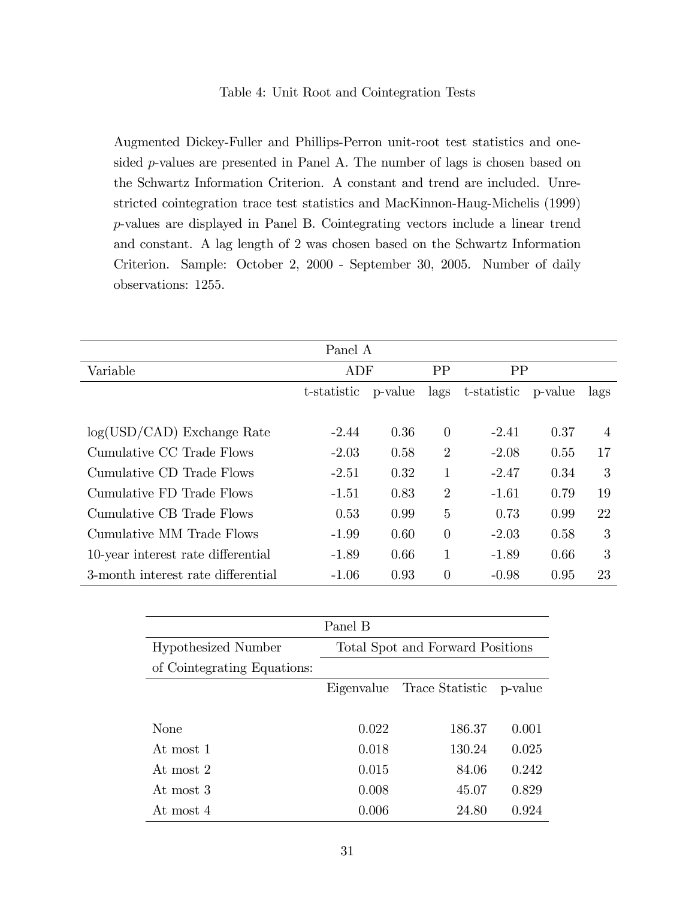Table 4: Unit Root and Cointegration Tests

Augmented Dickey-Fuller and Phillips-Perron unit-root test statistics and one-sided $p$-values are presented in Panel A. The number of lags is chosen based on the Schwartz Information Criterion. A constant and trend are included. Unrestricted cointegration trace test statistics and MacKinnon-Haug-Michelis (1999) $p$-values are displayed in Panel B. Cointegrating vectors include a linear trend and constant. A lag length of 2 was chosen based on the Schwartz Information Criterion. Sample: October 2, 2000 - September 30, 2005. Number of daily observations: 1255.

| Panel A | | | | | | |
|---|---|---|---|---|---|---|
| Variable | ADF | | PP | PP | | |
| | t-statistic | p-value | lags | t-statistic | p-value | lags |
| log(USD/CAD) Exchange Rate | -2.44 | 0.36 | 0 | -2.41 | 0.37 | 4 |
| Cumulative CC Trade Flows | -2.03 | 0.58 | 2 | -2.08 | 0.55 | 17 |
| Cumulative CD Trade Flows | -2.51 | 0.32 | 1 | -2.47 | 0.34 | 3 |
| Cumulative FD Trade Flows | -1.51 | 0.83 | 2 | -1.61 | 0.79 | 19 |
| Cumulative CB Trade Flows | 0.53 | 0.99 | 5 | 0.73 | 0.99 | 22 |
| Cumulative MM Trade Flows | -1.99 | 0.60 | 0 | -2.03 | 0.58 | 3 |
| 10-year interest rate differential | -1.89 | 0.66 | 1 | -1.89 | 0.66 | 3 |
| 3-month interest rate differential | -1.06 | 0.93 | 0 | -0.98 | 0.95 | 23 |

| Panel B | | | |
|---|---|---|---|
| Hypothesized Number of Cointegrating Equations: | Total Spot and Forward Positions | | |
| | Eigenvalue | Trace Statistic | p-value |
| None | 0.022 | 186.37 | 0.001 |
| At most 1 | 0.018 | 130.24 | 0.025 |
| At most 2 | 0.015 | 84.06 | 0.242 |
| At most 3 | 0.008 | 45.07 | 0.829 |
| At most 4 | 0.006 | 24.80 | 0.924 |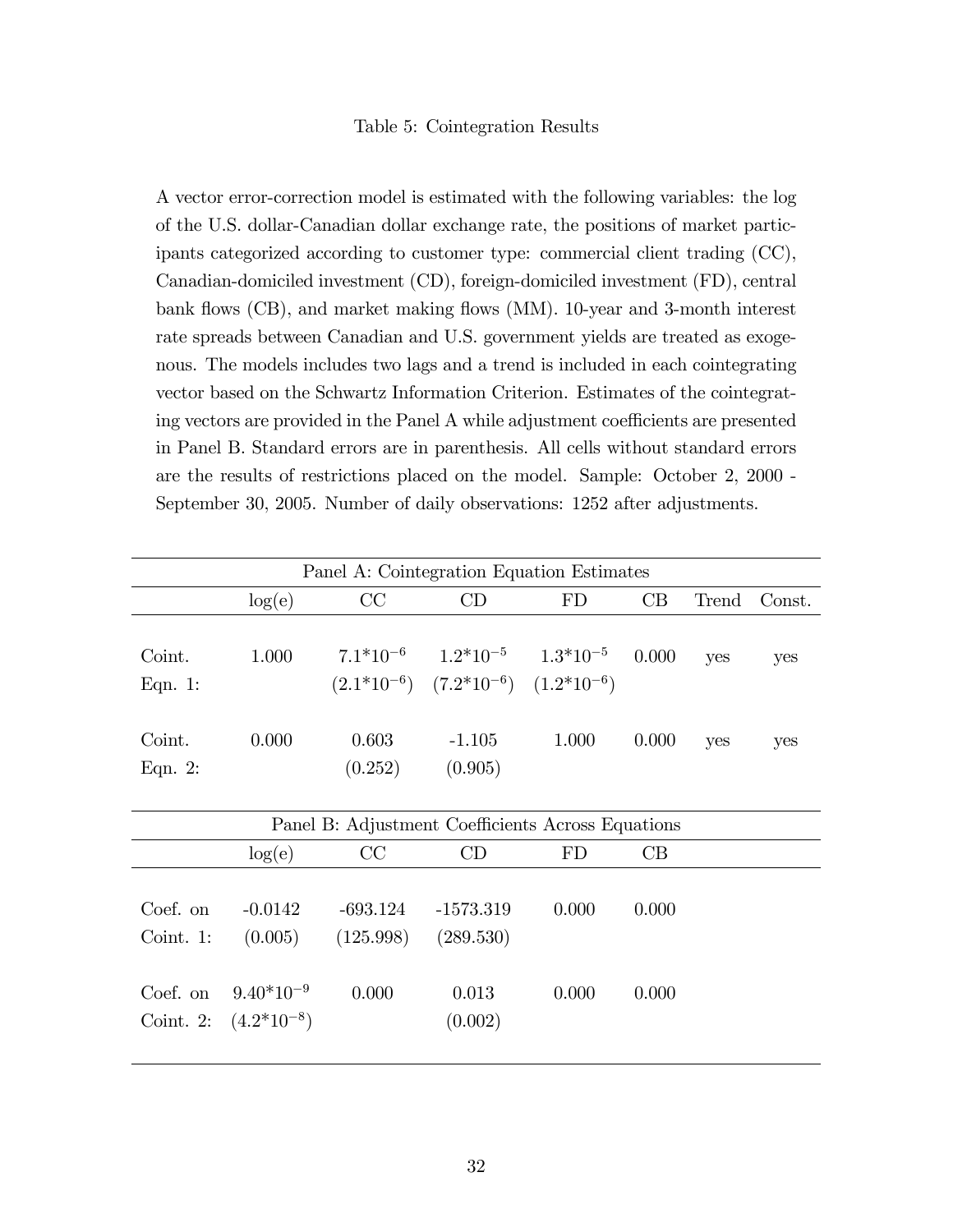Table 5: Cointegration Results

A vector error-correction model is estimated with the following variables: the log of the U.S. dollar-Canadian dollar exchange rate, the positions of market participants categorized according to customer type: commercial client trading (CC), Canadian-domiciled investment (CD), foreign-domiciled investment (FD), central bank flows (CB), and market making flows (MM). 10-year and 3-month interest rate spreads between Canadian and U.S. government yields are treated as exogenous. The models includes two lags and a trend is included in each cointegrating vector based on the Schwartz Information Criterion. Estimates of the cointegrating vectors are provided in the Panel A while adjustment coefficients are presented in Panel B. Standard errors are in parenthesis. All cells without standard errors are the results of restrictions placed on the model. Sample: October 2, 2000 - September 30, 2005. Number of daily observations: 1252 after adjustments.

| Panel A: Cointegration Equation Estimates | | | | | | | |
|---|---|---|---|---|---|---|---|
| | log(e) | CC | CD | FD | CB | Trend | Const. |
| Coint. Eqn. 1: | 1.000 | $7.1*10^{-6}$ <br> $(2.1*10^{-6})$ | $1.2*10^{-5}$ <br> $(7.2*10^{-6})$ | $1.3*10^{-5}$ <br> $(1.2*10^{-6})$ | 0.000 | yes | yes |
| Coint. Eqn. 2: | 0.000 | 0.603 <br> (0.252) | -1.105 <br> (0.905) | 1.000 | 0.000 | yes | yes |

| Panel B: Adjustment Coefficients Across Equations | | | | | |
|---|---|---|---|---|---|
| | log(e) | CC | CD | FD | CB |
| Coef. on Coint. 1: | -0.0142 <br> (0.005) | -693.124 <br> (125.998) | -1573.319 <br> (289.530) | 0.000 | 0.000 |
| Coef. on Coint. 2: | $9.40*10^{-9}$ <br> $(4.2*10^{-8})$ | 0.000 | 0.013 <br> (0.002) | 0.000 | 0.000 |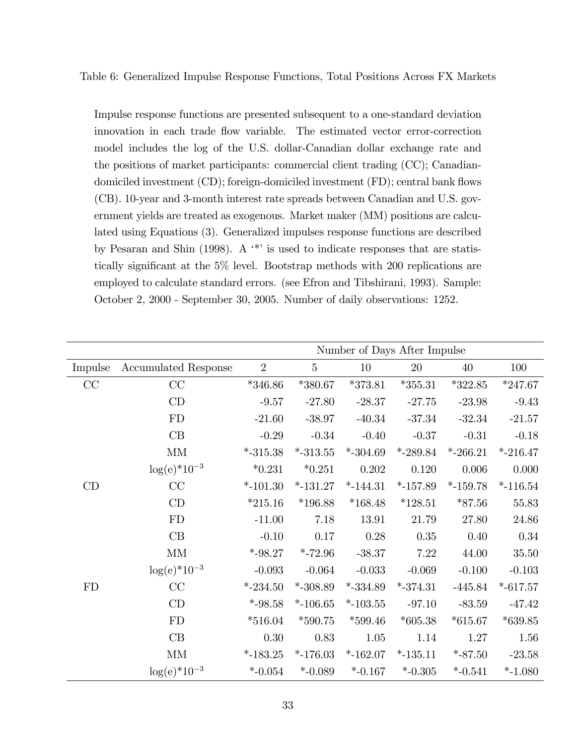Table 6: Generalized Impulse Response Functions, Total Positions Across FX Markets

Impulse response functions are presented subsequent to a one-standard deviation innovation in each trade flow variable. The estimated vector error-correction model includes the log of the U.S. dollar-Canadian dollar exchange rate and the positions of market participants: commercial client trading (CC); Canadian-domiciled investment (CD); foreign-domiciled investment (FD); central bank flows (CB). 10-year and 3-month interest rate spreads between Canadian and U.S. government yields are treated as exogenous. Market maker (MM) positions are calculated using Equations (3). Generalized impulses response functions are described by Pesaran and Shin (1998). A '*' is used to indicate responses that are statistically significant at the 5% level. Bootstrap methods with 200 replications are employed to calculate standard errors. (see Efron and Tibshirani, 1993). Sample: October 2, 2000 - September 30, 2005. Number of daily observations: 1252.

| | | Number of Days After Impulse | | | | | |
|---|---|---|---|---|---|---|---|
| Impulse | Accumulated Response | 2 | 5 | 10 | 20 | 40 | 100 |
| CC | CC | *346.86 | *380.67 | *373.81 | *355.31 | *322.85 | *247.67 |
| | CD | -9.57 | -27.80 | -28.37 | -27.75 | -23.98 | -9.43 |
| | FD | -21.60 | -38.97 | -40.34 | -37.34 | -32.34 | -21.57 |
| | CB | -0.29 | -0.34 | -0.40 | -0.37 | -0.31 | -0.18 |
| | MM | *-315.38 | *-313.55 | *-304.69 | *-289.84 | *-266.21 | *-216.47 |
| | log(e)*$10^{-3}$ | *0.231 | *0.251 | 0.202 | 0.120 | 0.006 | 0.000 |
| CD | CC | *-101.30 | *-131.27 | *-144.31 | *-157.89 | *-159.78 | *-116.54 |
| | CD | *215.16 | *196.88 | *168.48 | *128.51 | *87.56 | 55.83 |
| | FD | -11.00 | 7.18 | 13.91 | 21.79 | 27.80 | 24.86 |
| | CB | -0.10 | 0.17 | 0.28 | 0.35 | 0.40 | 0.34 |
| | MM | *-98.27 | *-72.96 | -38.37 | 7.22 | 44.00 | 35.50 |
| | log(e)*$10^{-3}$ | -0.093 | -0.064 | -0.033 | -0.069 | -0.100 | -0.103 |
| FD | CC | *-234.50 | *-308.89 | *-334.89 | *-374.31 | -445.84 | *-617.57 |
| | CD | *-98.58 | *-106.65 | *-103.55 | -97.10 | -83.59 | -47.42 |
| | FD | *516.04 | *590.75 | *599.46 | *605.38 | *615.67 | *639.85 |
| | CB | 0.30 | 0.83 | 1.05 | 1.14 | 1.27 | 1.56 |
| | MM | *-183.25 | *-176.03 | *-162.07 | *-135.11 | *-87.50 | -23.58 |
| | log(e)*$10^{-3}$ | *-0.054 | *-0.089 | *-0.167 | *-0.305 | *-0.541 | *-1.080 |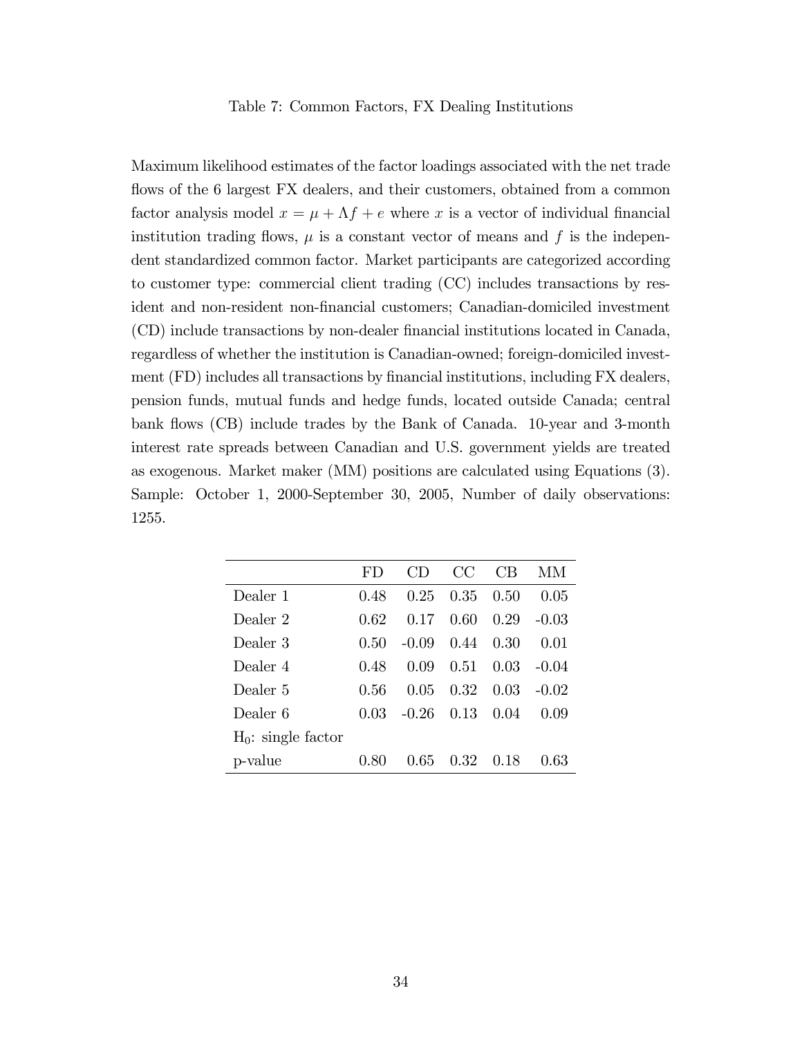Table 7: Common Factors, FX Dealing Institutions

Maximum likelihood estimates of the factor loadings associated with the net trade flows of the 6 largest FX dealers, and their customers, obtained from a common factor analysis model $x = \mu + \Lambda f + e$ where $x$ is a vector of individual financial institution trading flows, $\mu$ is a constant vector of means and $f$ is the independent standardized common factor. Market participants are categorized according to customer type: commercial client trading (CC) includes transactions by resident and non-resident non-financial customers; Canadian-domiciled investment (CD) include transactions by non-dealer financial institutions located in Canada, regardless of whether the institution is Canadian-owned; foreign-domiciled investment (FD) includes all transactions by financial institutions, including FX dealers, pension funds, mutual funds and hedge funds, located outside Canada; central bank flows (CB) include trades by the Bank of Canada. 10-year and 3-month interest rate spreads between Canadian and U.S. government yields are treated as exogenous. Market maker (MM) positions are calculated using Equations (3). Sample: October 1, 2000-September 30, 2005, Number of daily observations: 1255.

| | FD | CD | CC | CB | MM |
|---|---|---|---|---|---|
| Dealer 1 | 0.48 | 0.25 | 0.35 | 0.50 | 0.05 |
| Dealer 2 | 0.62 | 0.17 | 0.60 | 0.29 | -0.03 |
| Dealer 3 | 0.50 | -0.09 | 0.44 | 0.30 | 0.01 |
| Dealer 4 | 0.48 | 0.09 | 0.51 | 0.03 | -0.04 |
| Dealer 5 | 0.56 | 0.05 | 0.32 | 0.03 | -0.02 |
| Dealer 6 | 0.03 | -0.26 | 0.13 | 0.04 | 0.09 |
| $H_0$: single factor | | | | | |
| p-value | 0.80 | 0.65 | 0.32 | 0.18 | 0.63 |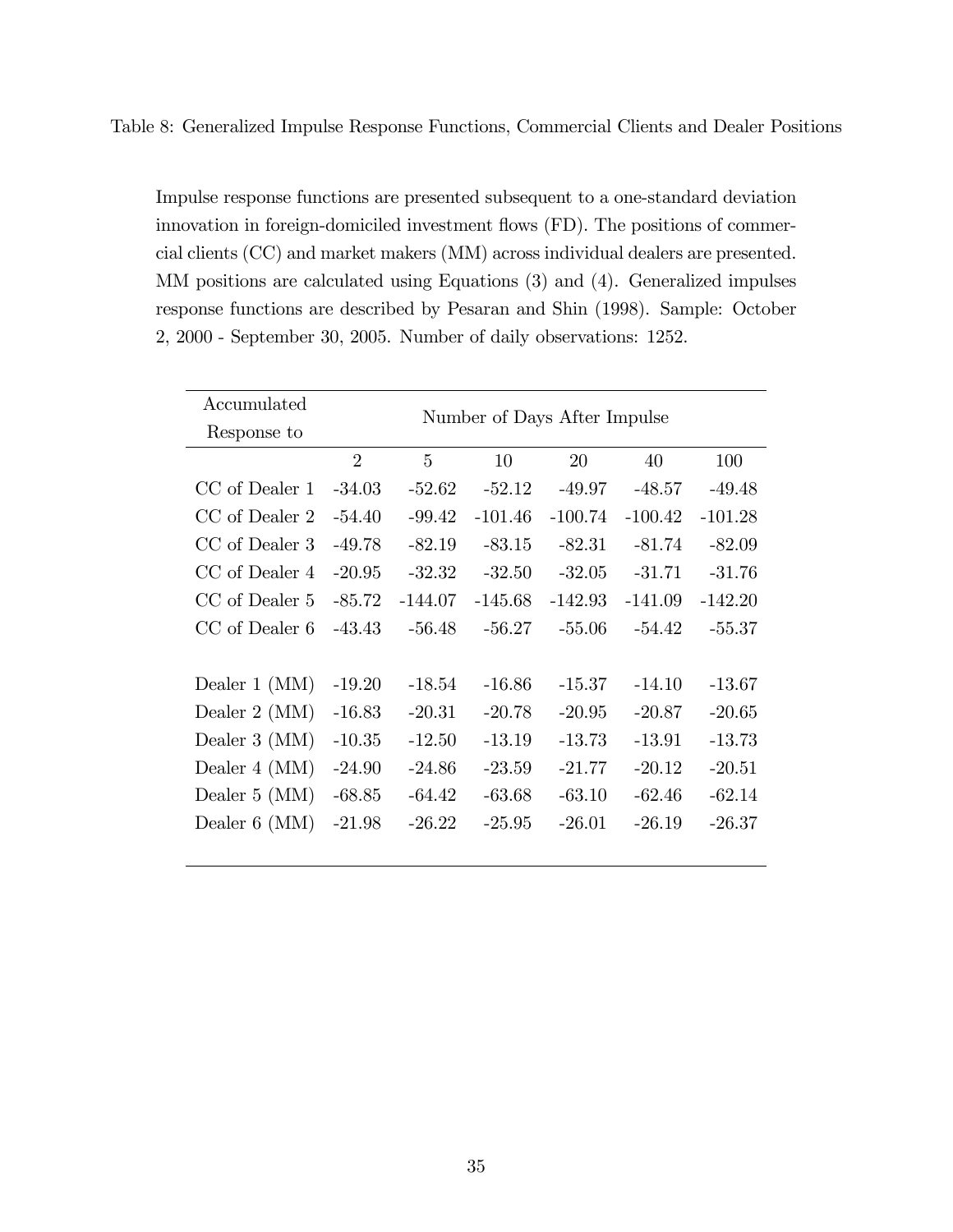Table 8: Generalized Impulse Response Functions, Commercial Clients and Dealer Positions

Impulse response functions are presented subsequent to a one-standard deviation innovation in foreign-domiciled investment flows (FD). The positions of commercial clients (CC) and market makers (MM) across individual dealers are presented. MM positions are calculated using Equations (3) and (4). Generalized impulses response functions are described by Pesaran and Shin (1998). Sample: October 2, 2000 - September 30, 2005. Number of daily observations: 1252.

| Accumulated Response to | Number of Days After Impulse | | | | | |
|---|---|---|---|---|---|---|
| | 2 | 5 | 10 | 20 | 40 | 100 |
| CC of Dealer 1 | -34.03 | -52.62 | -52.12 | -49.97 | -48.57 | -49.48 |
| CC of Dealer 2 | -54.40 | -99.42 | -101.46 | -100.74 | -100.42 | -101.28 |
| CC of Dealer 3 | -49.78 | -82.19 | -83.15 | -82.31 | -81.74 | -82.09 |
| CC of Dealer 4 | -20.95 | -32.32 | -32.50 | -32.05 | -31.71 | -31.76 |
| CC of Dealer 5 | -85.72 | -144.07 | -145.68 | -142.93 | -141.09 | -142.20 |
| CC of Dealer 6 | -43.43 | -56.48 | -56.27 | -55.06 | -54.42 | -55.37 |
| | | | | | | |
| Dealer 1 (MM) | -19.20 | -18.54 | -16.86 | -15.37 | -14.10 | -13.67 |
| Dealer 2 (MM) | -16.83 | -20.31 | -20.78 | -20.95 | -20.87 | -20.65 |
| Dealer 3 (MM) | -10.35 | -12.50 | -13.19 | -13.73 | -13.91 | -13.73 |
| Dealer 4 (MM) | -24.90 | -24.86 | -23.59 | -21.77 | -20.12 | -20.51 |
| Dealer 5 (MM) | -68.85 | -64.42 | -63.68 | -63.10 | -62.46 | -62.14 |
| Dealer 6 (MM) | -21.98 | -26.22 | -25.95 | -26.01 | -26.19 | -26.37 |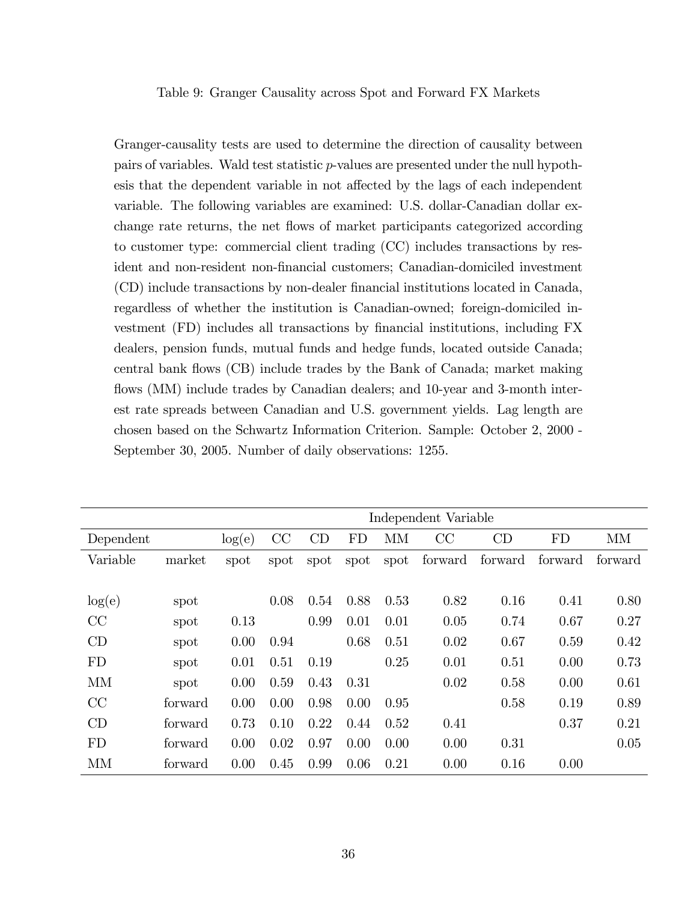Table 9: Granger Causality across Spot and Forward FX Markets

Granger-causality tests are used to determine the direction of causality between pairs of variables. Wald test statistic $p$-values are presented under the null hypothesis that the dependent variable in not affected by the lags of each independent variable. The following variables are examined: U.S. dollar-Canadian dollar exchange rate returns, the net flows of market participants categorized according to customer type: commercial client trading (CC) includes transactions by resident and non-resident non-financial customers; Canadian-domiciled investment (CD) include transactions by non-dealer financial institutions located in Canada, regardless of whether the institution is Canadian-owned; foreign-domiciled investment (FD) includes all transactions by financial institutions, including FX dealers, pension funds, mutual funds and hedge funds, located outside Canada; central bank flows (CB) include trades by the Bank of Canada; market making flows (MM) include trades by Canadian dealers; and 10-year and 3-month interest rate spreads between Canadian and U.S. government yields. Lag length are chosen based on the Schwartz Information Criterion. Sample: October 2, 2000 - September 30, 2005. Number of daily observations: 1255.

| | | Independent Variable | | | | | | | | |
|---|---|---|---|---|---|---|---|---|---|---|
| Dependent | | log(e) | CC | CD | FD | MM | CC | CD | FD | MM |
| Variable | market | spot | spot | spot | spot | spot | forward | forward | forward | forward |
| log(e) | spot | | 0.08 | 0.54 | 0.88 | 0.53 | 0.82 | 0.16 | 0.41 | 0.80 |
| CC | spot | 0.13 | | 0.99 | 0.01 | 0.01 | 0.05 | 0.74 | 0.67 | 0.27 |
| CD | spot | 0.00 | 0.94 | | 0.68 | 0.51 | 0.02 | 0.67 | 0.59 | 0.42 |
| FD | spot | 0.01 | 0.51 | 0.19 | | 0.25 | 0.01 | 0.51 | 0.00 | 0.73 |
| MM | spot | 0.00 | 0.59 | 0.43 | 0.31 | | 0.02 | 0.58 | 0.00 | 0.61 |
| CC | forward | 0.00 | 0.00 | 0.98 | 0.00 | 0.95 | | 0.58 | 0.19 | 0.89 |
| CD | forward | 0.73 | 0.10 | 0.22 | 0.44 | 0.52 | 0.41 | | 0.37 | 0.21 |
| FD | forward | 0.00 | 0.02 | 0.97 | 0.00 | 0.00 | 0.00 | 0.31 | | 0.05 |
| MM | forward | 0.00 | 0.45 | 0.99 | 0.06 | 0.21 | 0.00 | 0.16 | 0.00 | |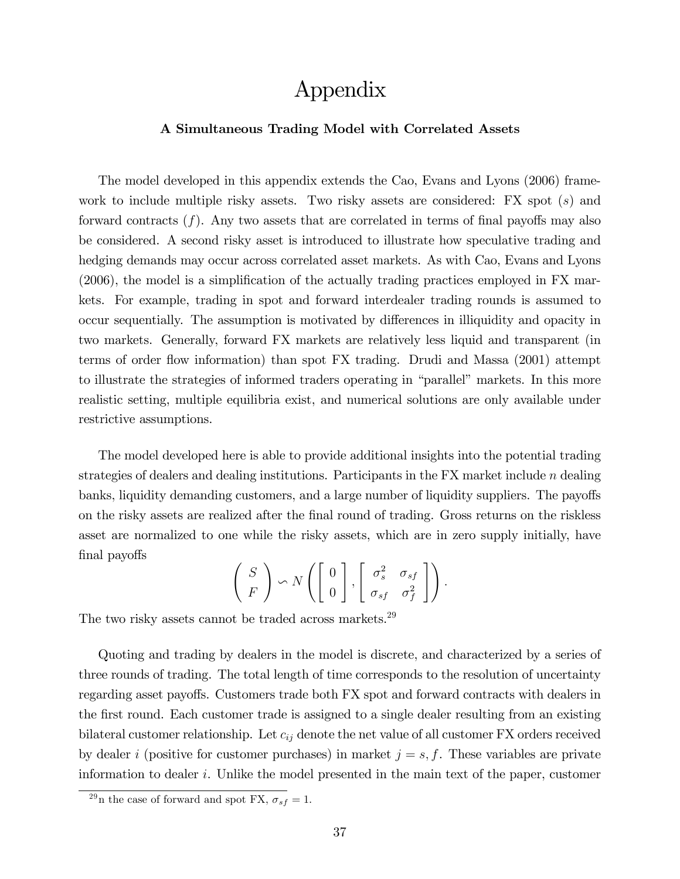# Appendix

### A Simultaneous Trading Model with Correlated Assets

The model developed in this appendix extends the Cao, Evans and Lyons (2006) framework to include multiple risky assets. Two risky assets are considered: FX spot ($s$) and forward contracts ($f$). Any two assets that are correlated in terms of final payoffs may also be considered. A second risky asset is introduced to illustrate how speculative trading and hedging demands may occur across correlated asset markets. As with Cao, Evans and Lyons (2006), the model is a simplification of the actually trading practices employed in FX markets. For example, trading in spot and forward interdealer trading rounds is assumed to occur sequentially. The assumption is motivated by differences in illiquidity and opacity in two markets. Generally, forward FX markets are relatively less liquid and transparent (in terms of order flow information) than spot FX trading. Drudi and Massa (2001) attempt to illustrate the strategies of informed traders operating in "parallel" markets. In this more realistic setting, multiple equilibria exist, and numerical solutions are only available under restrictive assumptions.

The model developed here is able to provide additional insights into the potential trading strategies of dealers and dealing institutions. Participants in the FX market include $n$ dealing banks, liquidity demanding customers, and a large number of liquidity suppliers. The payoffs on the risky assets are realized after the final round of trading. Gross returns on the riskless asset are normalized to one while the risky assets, which are in zero supply initially, have final payoffs

$$\begin{pmatrix} S \\ F \end{pmatrix} \backsim N\left( \begin{bmatrix} 0 \\ 0 \end{bmatrix}, \begin{bmatrix} \sigma_s^2 & \sigma_{sf} \\ \sigma_{sf} & \sigma_f^2 \end{bmatrix} \right).$$

The two risky assets cannot be traded across markets.[29]

Quoting and trading by dealers in the model is discrete, and characterized by a series of three rounds of trading. The total length of time corresponds to the resolution of uncertainty regarding asset payoffs. Customers trade both FX spot and forward contracts with dealers in the first round. Each customer trade is assigned to a single dealer resulting from an existing bilateral customer relationship. Let $c_{ij}$ denote the net value of all customer FX orders received by dealer $i$ (positive for customer purchases) in market $j = s, f$. These variables are private information to dealer $i$. Unlike the model presented in the main text of the paper, customer

[29]n the case of forward and spot FX, $\sigma_{sf} = 1$.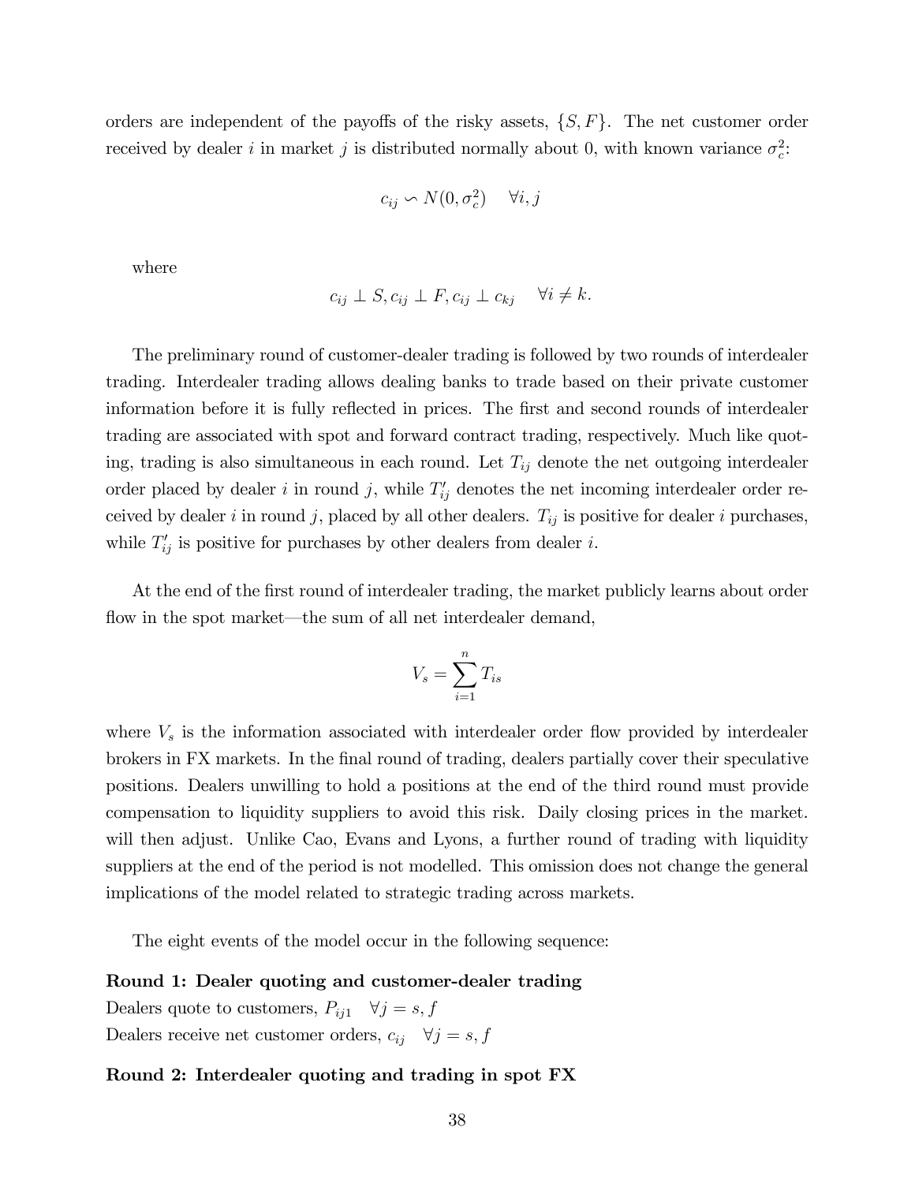orders are independent of the payoffs of the risky assets, $\{S, F\}$. The net customer order received by dealer $i$ in market $j$ is distributed normally about 0, with known variance $\sigma_c^2$:

$$c_{ij} \backsim N(0, \sigma_c^2) \quad \forall i, j$$

where

$$c_{ij} \perp S, c_{ij} \perp F, c_{ij} \perp c_{kj} \quad \forall i \neq k.$$

The preliminary round of customer-dealer trading is followed by two rounds of interdealer trading. Interdealer trading allows dealing banks to trade based on their private customer information before it is fully reflected in prices. The first and second rounds of interdealer trading are associated with spot and forward contract trading, respectively. Much like quoting, trading is also simultaneous in each round. Let $T_{ij}$ denote the net outgoing interdealer order placed by dealer $i$ in round $j$, while $T'_{ij}$ denotes the net incoming interdealer order received by dealer $i$ in round $j$, placed by all other dealers. $T_{ij}$ is positive for dealer $i$ purchases, while $T'_{ij}$ is positive for purchases by other dealers from dealer $i$.

At the end of the first round of interdealer trading, the market publicly learns about order flow in the spot market—the sum of all net interdealer demand,

$$V_s = \sum_{i=1}^{n} T_{is}$$

where $V_s$ is the information associated with interdealer order flow provided by interdealer brokers in FX markets. In the final round of trading, dealers partially cover their speculative positions. Dealers unwilling to hold a positions at the end of the third round must provide compensation to liquidity suppliers to avoid this risk. Daily closing prices in the market. will then adjust. Unlike Cao, Evans and Lyons, a further round of trading with liquidity suppliers at the end of the period is not modelled. This omission does not change the general implications of the model related to strategic trading across markets.

The eight events of the model occur in the following sequence:

**Round 1: Dealer quoting and customer-dealer trading**

Dealers quote to customers, $P_{ij1} \quad \forall j = s, f$

Dealers receive net customer orders, $c_{ij} \quad \forall j = s, f$

**Round 2: Interdealer quoting and trading in spot FX**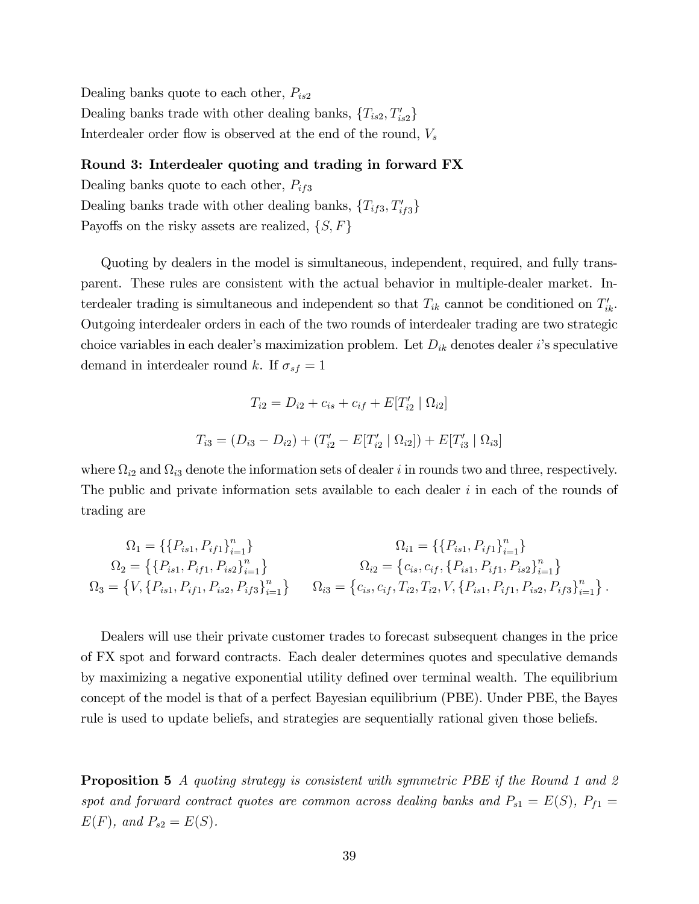Dealing banks quote to each other, $P_{is2}$
Dealing banks trade with other dealing banks, $\{T_{is2}, T'_{is2}\}$
Interdealer order flow is observed at the end of the round, $V_s$

**Round 3: Interdealer quoting and trading in forward FX**
Dealing banks quote to each other, $P_{if3}$
Dealing banks trade with other dealing banks, $\{T_{if3}, T'_{if3}\}$
Payoffs on the risky assets are realized, $\{S, F\}$

Quoting by dealers in the model is simultaneous, independent, required, and fully transparent. These rules are consistent with the actual behavior in multiple-dealer market. Interdealer trading is simultaneous and independent so that $T_{ik}$ cannot be conditioned on $T'_{ik}$. Outgoing interdealer orders in each of the two rounds of interdealer trading are two strategic choice variables in each dealer's maximization problem. Let $D_{ik}$ denotes dealer $i$'s speculative demand in interdealer round $k$. If $\sigma_{sf} = 1$

$$T_{i2} = D_{i2} + c_{is} + c_{if} + E[T'_{i2} \mid \Omega_{i2}]$$

$$T_{i3} = (D_{i3} - D_{i2}) + (T'_{i2} - E[T'_{i2} \mid \Omega_{i2}]) + E[T'_{i3} \mid \Omega_{i3}]$$

where $\Omega_{i2}$ and $\Omega_{i3}$ denote the information sets of dealer $i$ in rounds two and three, respectively. The public and private information sets available to each dealer $i$ in each of the rounds of trading are

$$\Omega_1 = \{\{P_{is1}, P_{if1}\}_{i=1}^n\} \qquad \Omega_{i1} = \{\{P_{is1}, P_{if1}\}_{i=1}^n\}$$

$$\Omega_2 = \left\{\{P_{is1}, P_{if1}, P_{is2}\}_{i=1}^n\right\} \qquad \Omega_{i2} = \left\{c_{is}, c_{if}, \{P_{is1}, P_{if1}, P_{is2}\}_{i=1}^n\right\}$$

$$\Omega_3 = \left\{V, \{P_{is1}, P_{if1}, P_{is2}, P_{if3}\}_{i=1}^n\right\} \qquad \Omega_{i3} = \left\{c_{is}, c_{if}, T_{i2}, T_{i2}, V, \{P_{is1}, P_{if1}, P_{is2}, P_{if3}\}_{i=1}^n\right\}.$$

Dealers will use their private customer trades to forecast subsequent changes in the price of FX spot and forward contracts. Each dealer determines quotes and speculative demands by maximizing a negative exponential utility defined over terminal wealth. The equilibrium concept of the model is that of a perfect Bayesian equilibrium (PBE). Under PBE, the Bayes rule is used to update beliefs, and strategies are sequentially rational given those beliefs.

**Proposition 5** *A quoting strategy is consistent with symmetric PBE if the Round 1 and 2 spot and forward contract quotes are common across dealing banks and* $P_{s1} = E(S)$*,* $P_{f1} = E(F)$*, and* $P_{s2} = E(S)$*.*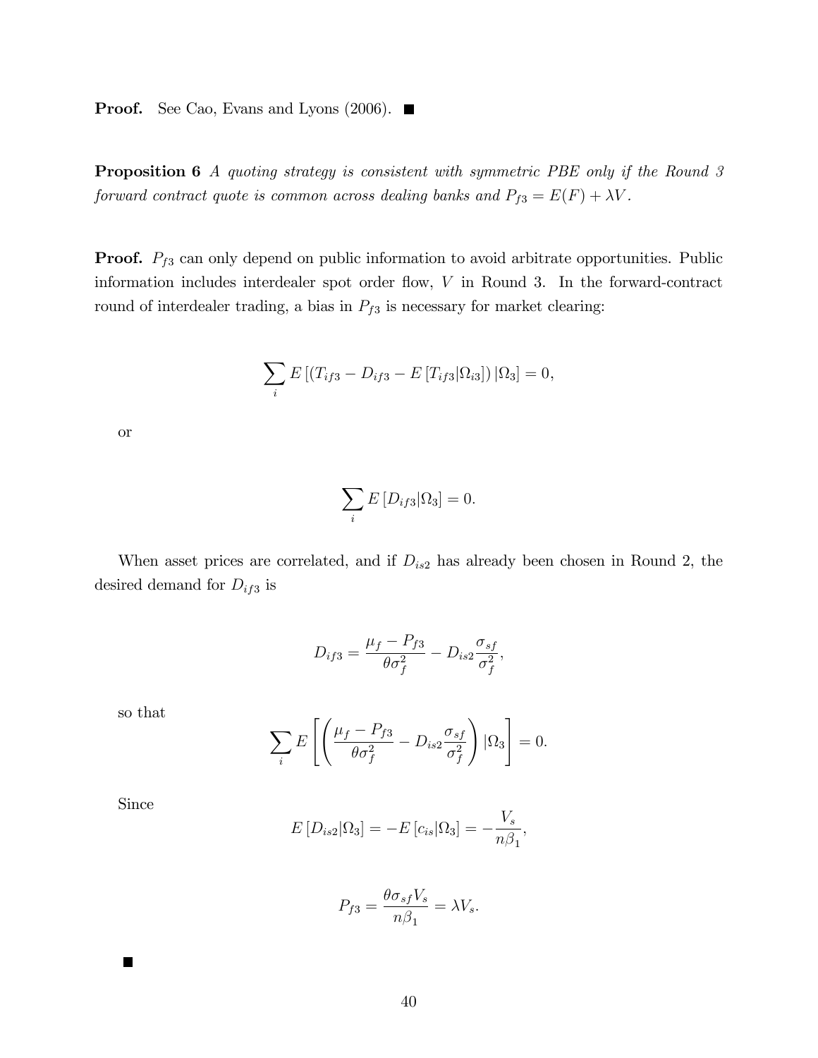**Proof.** See Cao, Evans and Lyons (2006). ■

**Proposition 6** *A quoting strategy is consistent with symmetric PBE only if the Round 3 forward contract quote is common across dealing banks and $P_{f3} = E(F) + \lambda V$.*

**Proof.** $P_{f3}$ can only depend on public information to avoid arbitrate opportunities. Public information includes interdealer spot order flow, $V$ in Round 3. In the forward-contract round of interdealer trading, a bias in $P_{f3}$ is necessary for market clearing:

$$\sum_i E\left[\left(T_{if3} - D_{if3} - E\left[T_{if3}|\Omega_{i3}\right]\right)|\Omega_3\right] = 0,$$

or

$$\sum_i E\left[D_{if3}|\Omega_3\right] = 0.$$

When asset prices are correlated, and if $D_{is2}$ has already been chosen in Round 2, the desired demand for $D_{if3}$ is

$$D_{if3} = \frac{\mu_f - P_{f3}}{\theta\sigma_f^2} - D_{is2}\frac{\sigma_{sf}}{\sigma_f^2},$$

so that

$$\sum_i E\left[\left(\frac{\mu_f - P_{f3}}{\theta\sigma_f^2} - D_{is2}\frac{\sigma_{sf}}{\sigma_f^2}\right)|\Omega_3\right] = 0.$$

Since

$$E\left[D_{is2}|\Omega_3\right] = -E\left[c_{is}|\Omega_3\right] = -\frac{V_s}{n\beta_1},$$

$$P_{f3} = \frac{\theta\sigma_{sf}V_s}{n\beta_1} = \lambda V_s.$$

■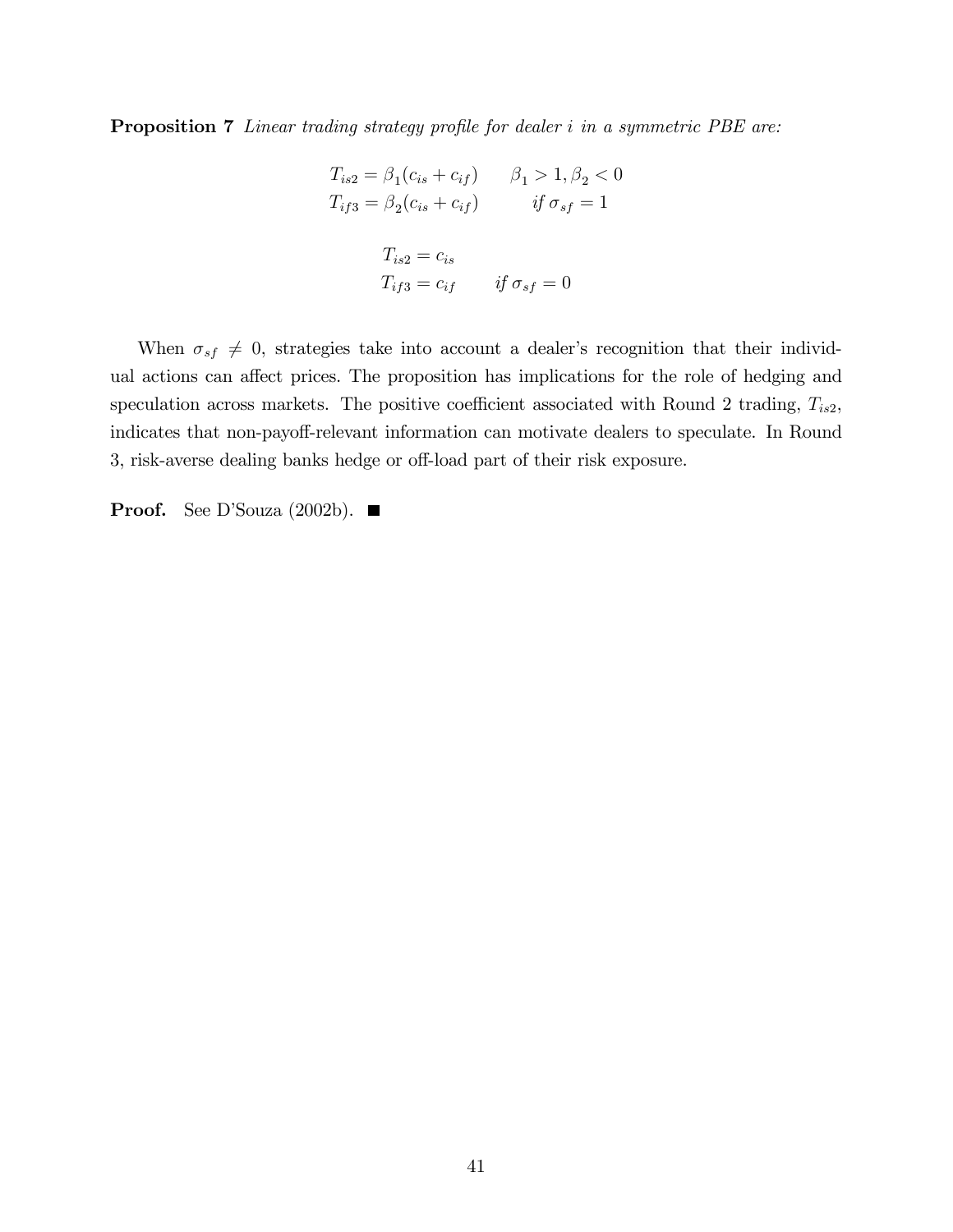**Proposition 7** *Linear trading strategy profile for dealer $i$ in a symmetric PBE are:*

$$
\begin{aligned}
T_{is2} &= \beta_1(c_{is} + c_{if}) \qquad \beta_1 > 1, \beta_2 < 0 \\
T_{if3} &= \beta_2(c_{is} + c_{if}) \qquad \text{if } \sigma_{sf} = 1
\end{aligned}
$$

$$
\begin{aligned}
T_{is2} &= c_{is} \\
T_{if3} &= c_{if} \qquad \text{if } \sigma_{sf} = 0
\end{aligned}
$$

When $\sigma_{sf} \neq 0$, strategies take into account a dealer's recognition that their individual actions can affect prices. The proposition has implications for the role of hedging and speculation across markets. The positive coefficient associated with Round 2 trading, $T_{is2}$, indicates that non-payoff-relevant information can motivate dealers to speculate. In Round 3, risk-averse dealing banks hedge or off-load part of their risk exposure.

**Proof.** See D'Souza (2002b). ■